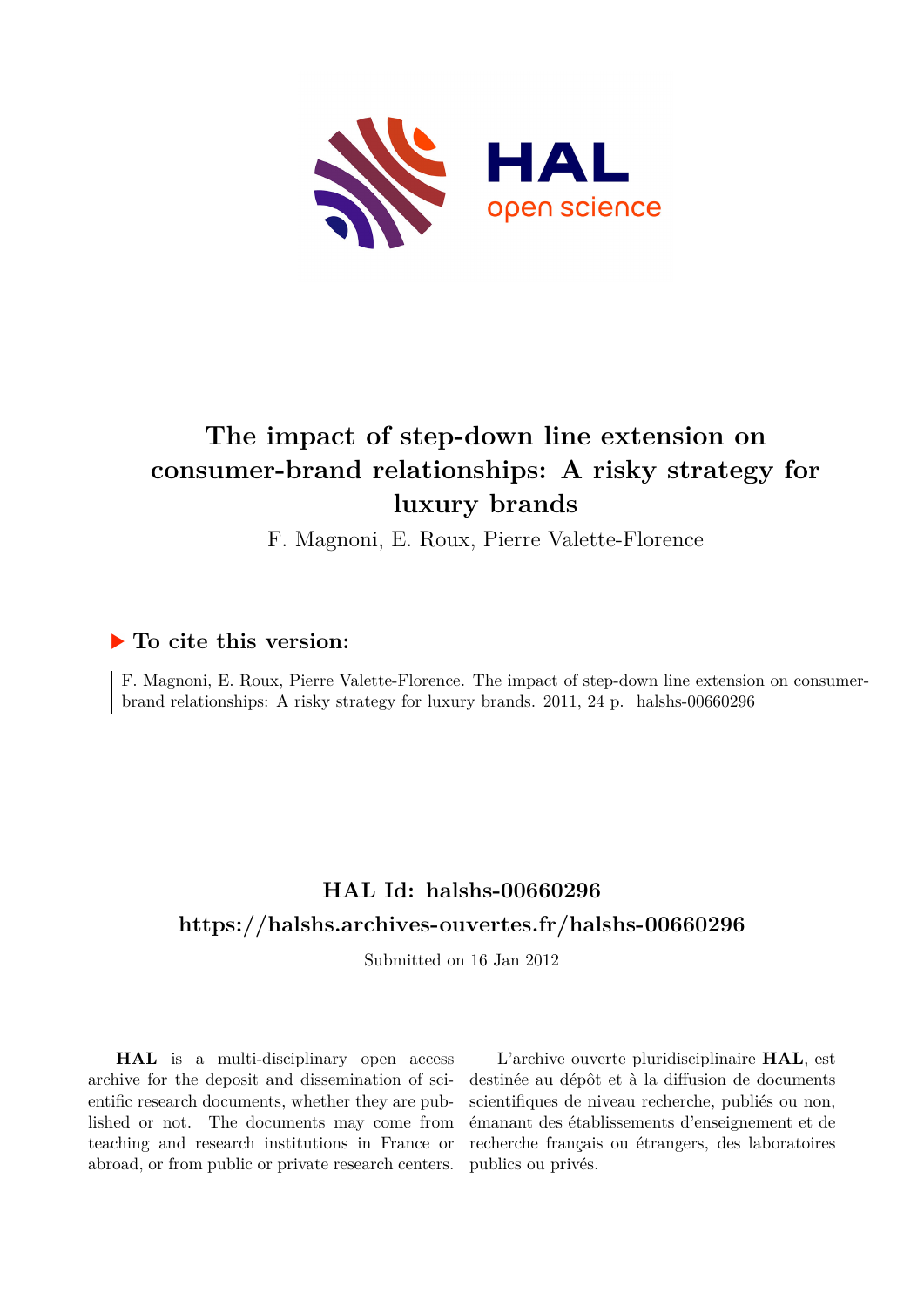# The impact of step-down line extension on consumer-brand relationships: A risky strategy for luxury brands

F. Magnoni, E. Roux, Pierre Valette-Florence

## ▶ To cite this version:

F. Magnoni, E. Roux, Pierre Valette-Florence. The impact of step-down line extension on consumer-brand relationships: A risky strategy for luxury brands. 2011, 24 p. halshs-00660296

## HAL Id: halshs-00660296

## https://halshs.archives-ouvertes.fr/halshs-00660296

Submitted on 16 Jan 2012

**HAL** is a multi-disciplinary open access archive for the deposit and dissemination of scientific research documents, whether they are published or not. The documents may come from teaching and research institutions in France or abroad, or from public or private research centers.

L'archive ouverte pluridisciplinaire **HAL**, est destinée au dépôt et à la diffusion de documents scientifiques de niveau recherche, publiés ou non, émanant des établissements d'enseignement et de recherche français ou étrangers, des laboratoires publics ou privés.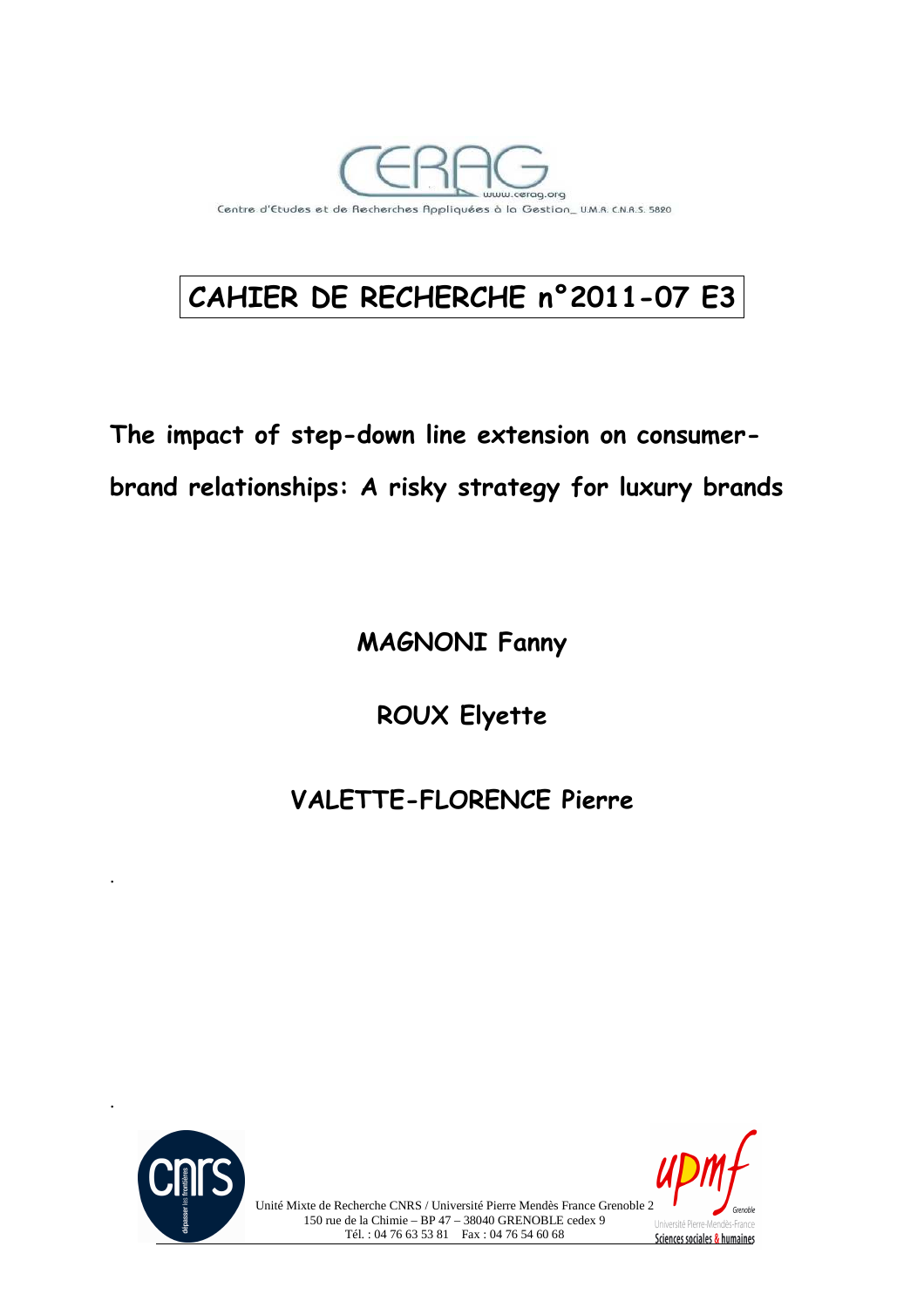Centre d'Etudes et de Recherches Appliquées à la Gestion_ U.M.R. C.N.R.S. 5820

# CAHIER DE RECHERCHE n°2011-07 E3

## The impact of step-down line extension on consumer-brand relationships: A risky strategy for luxury brands

**MAGNONI Fanny**

**ROUX Elyette**

**VALETTE-FLORENCE Pierre**

Unité Mixte de Recherche CNRS / Université Pierre Mendès France Grenoble 2
150 rue de la Chimie – BP 47 – 38040 GRENOBLE cedex 9
Tél. : 04 76 63 53 81 Fax : 04 76 54 60 68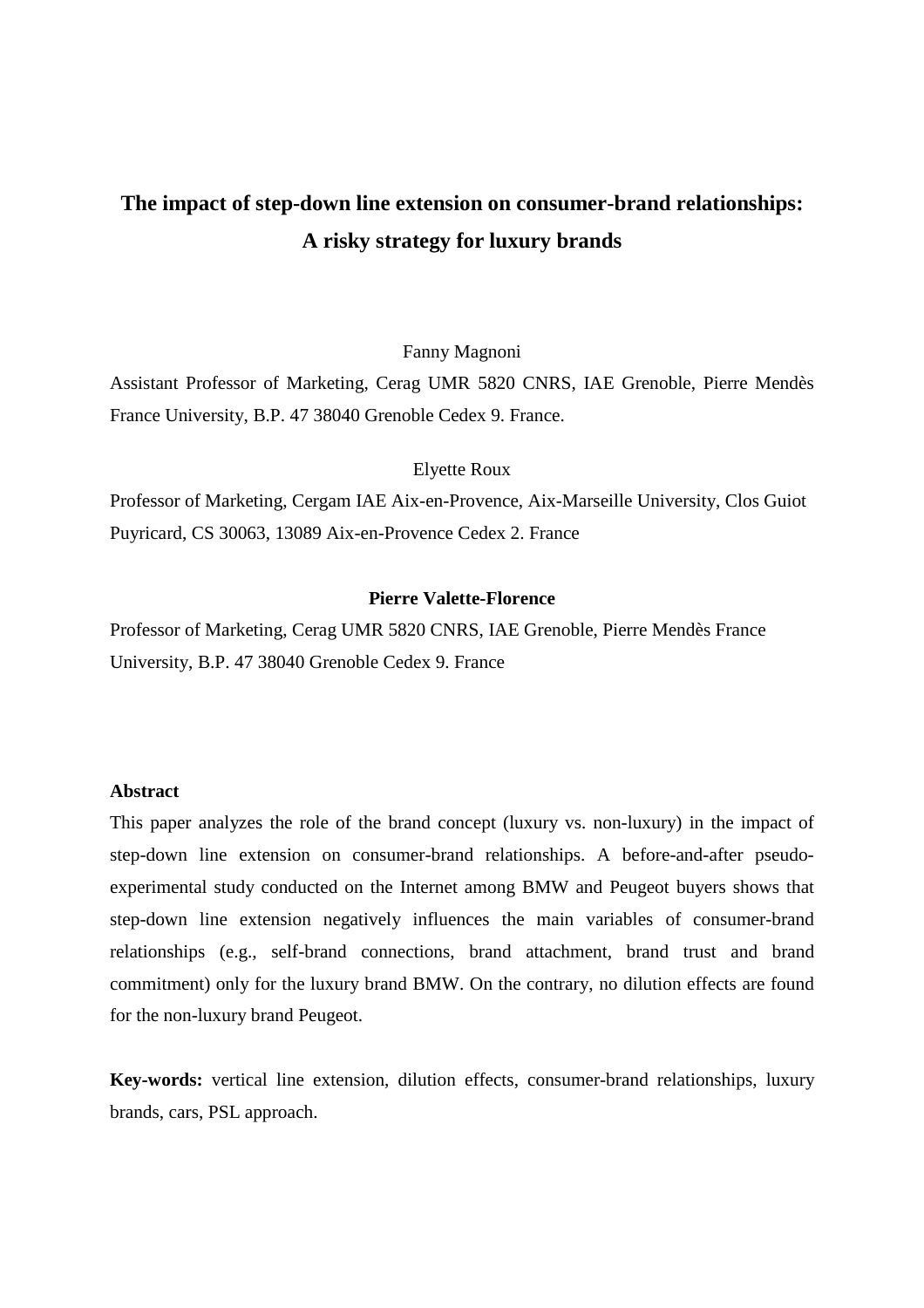# The impact of step-down line extension on consumer-brand relationships: A risky strategy for luxury brands

Fanny Magnoni

Assistant Professor of Marketing, Cerag UMR 5820 CNRS, IAE Grenoble, Pierre Mendès France University, B.P. 47 38040 Grenoble Cedex 9. France.

Elyette Roux

Professor of Marketing, Cergam IAE Aix-en-Provence, Aix-Marseille University, Clos Guiot Puyricard, CS 30063, 13089 Aix-en-Provence Cedex 2. France

**Pierre Valette-Florence**

Professor of Marketing, Cerag UMR 5820 CNRS, IAE Grenoble, Pierre Mendès France University, B.P. 47 38040 Grenoble Cedex 9. France

**Abstract**

This paper analyzes the role of the brand concept (luxury vs. non-luxury) in the impact of step-down line extension on consumer-brand relationships. A before-and-after pseudo-experimental study conducted on the Internet among BMW and Peugeot buyers shows that step-down line extension negatively influences the main variables of consumer-brand relationships (e.g., self-brand connections, brand attachment, brand trust and brand commitment) only for the luxury brand BMW. On the contrary, no dilution effects are found for the non-luxury brand Peugeot.

**Key-words:** vertical line extension, dilution effects, consumer-brand relationships, luxury brands, cars, PSL approach.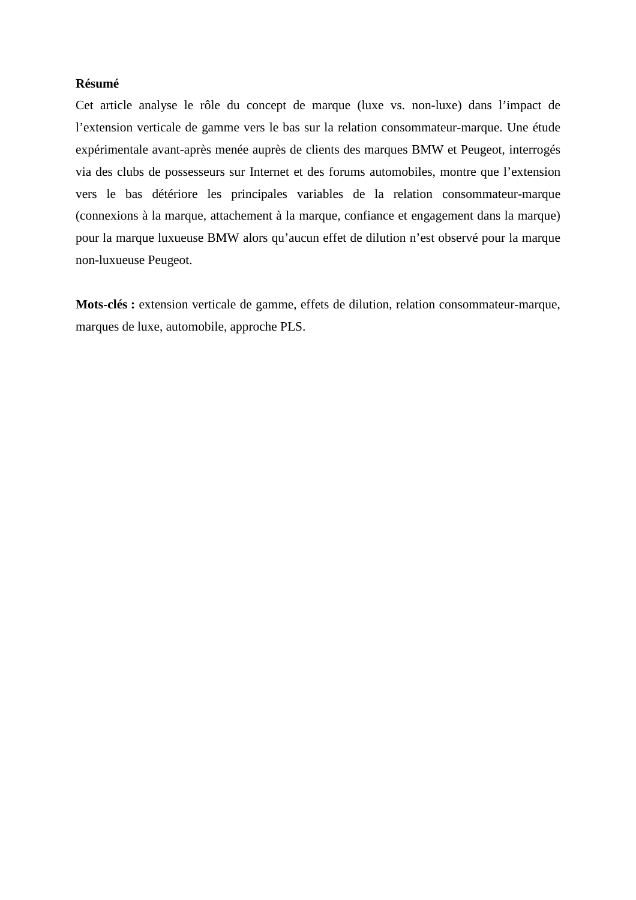**Résumé**

Cet article analyse le rôle du concept de marque (luxe vs. non-luxe) dans l'impact de l'extension verticale de gamme vers le bas sur la relation consommateur-marque. Une étude expérimentale avant-après menée auprès de clients des marques BMW et Peugeot, interrogés via des clubs de possesseurs sur Internet et des forums automobiles, montre que l'extension vers le bas détériore les principales variables de la relation consommateur-marque (connexions à la marque, attachement à la marque, confiance et engagement dans la marque) pour la marque luxueuse BMW alors qu'aucun effet de dilution n'est observé pour la marque non-luxueuse Peugeot.

**Mots-clés :** extension verticale de gamme, effets de dilution, relation consommateur-marque, marques de luxe, automobile, approche PLS.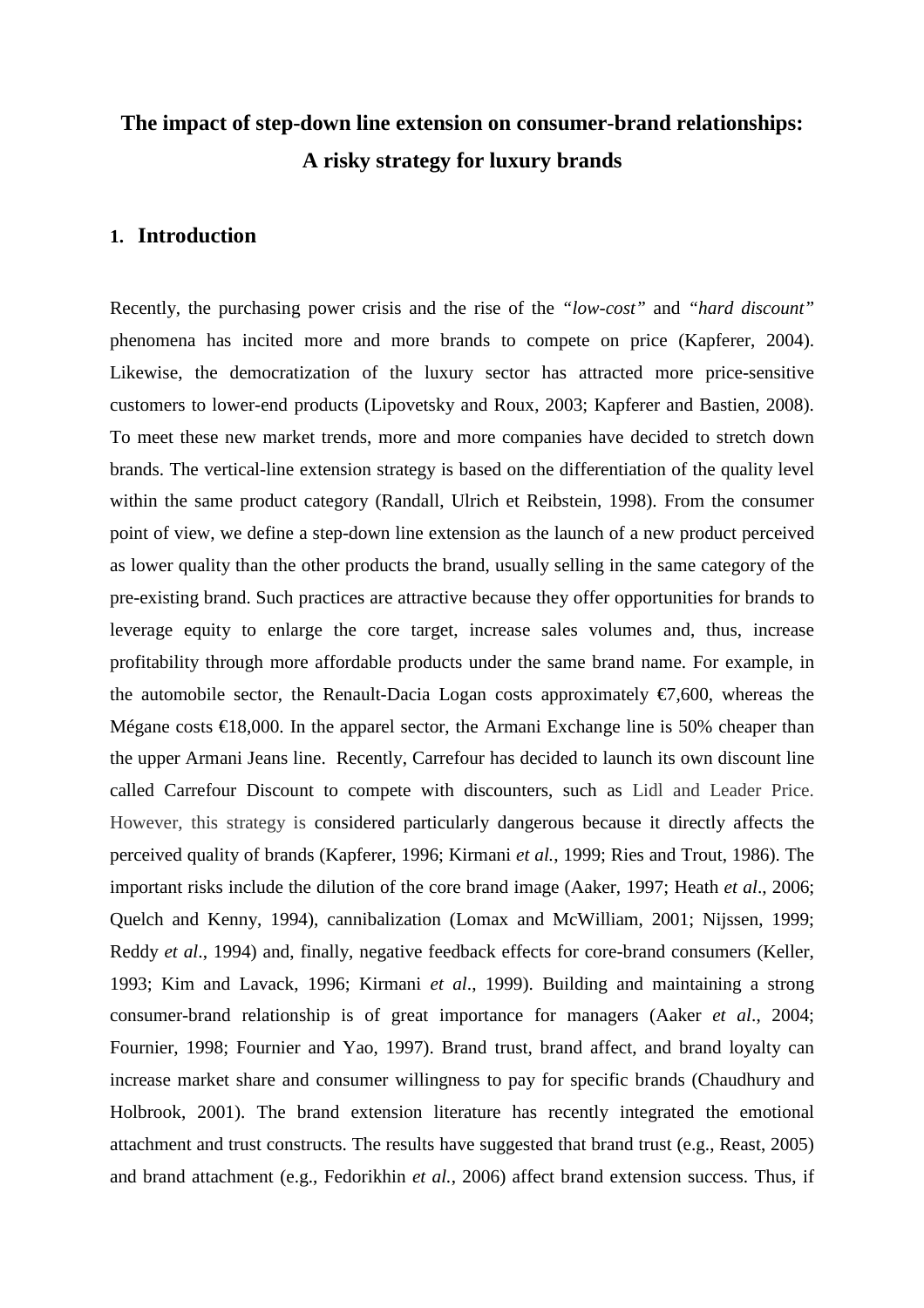# The impact of step-down line extension on consumer-brand relationships: A risky strategy for luxury brands

## 1. Introduction

Recently, the purchasing power crisis and the rise of the *"low-cost"* and *"hard discount"* phenomena has incited more and more brands to compete on price (Kapferer, 2004). Likewise, the democratization of the luxury sector has attracted more price-sensitive customers to lower-end products (Lipovetsky and Roux, 2003; Kapferer and Bastien, 2008). To meet these new market trends, more and more companies have decided to stretch down brands. The vertical-line extension strategy is based on the differentiation of the quality level within the same product category (Randall, Ulrich et Reibstein, 1998). From the consumer point of view, we define a step-down line extension as the launch of a new product perceived as lower quality than the other products the brand, usually selling in the same category of the pre-existing brand. Such practices are attractive because they offer opportunities for brands to leverage equity to enlarge the core target, increase sales volumes and, thus, increase profitability through more affordable products under the same brand name. For example, in the automobile sector, the Renault-Dacia Logan costs approximately €7,600, whereas the Mégane costs €18,000. In the apparel sector, the Armani Exchange line is 50% cheaper than the upper Armani Jeans line. Recently, Carrefour has decided to launch its own discount line called Carrefour Discount to compete with discounters, such as Lidl and Leader Price. However, this strategy is considered particularly dangerous because it directly affects the perceived quality of brands (Kapferer, 1996; Kirmani *et al.*, 1999; Ries and Trout, 1986). The important risks include the dilution of the core brand image (Aaker, 1997; Heath *et al*., 2006; Quelch and Kenny, 1994), cannibalization (Lomax and McWilliam, 2001; Nijssen, 1999; Reddy *et al*., 1994) and, finally, negative feedback effects for core-brand consumers (Keller, 1993; Kim and Lavack, 1996; Kirmani *et al*., 1999). Building and maintaining a strong consumer-brand relationship is of great importance for managers (Aaker *et al*., 2004; Fournier, 1998; Fournier and Yao, 1997). Brand trust, brand affect, and brand loyalty can increase market share and consumer willingness to pay for specific brands (Chaudhury and Holbrook, 2001). The brand extension literature has recently integrated the emotional attachment and trust constructs. The results have suggested that brand trust (e.g., Reast, 2005) and brand attachment (e.g., Fedorikhin *et al.*, 2006) affect brand extension success. Thus, if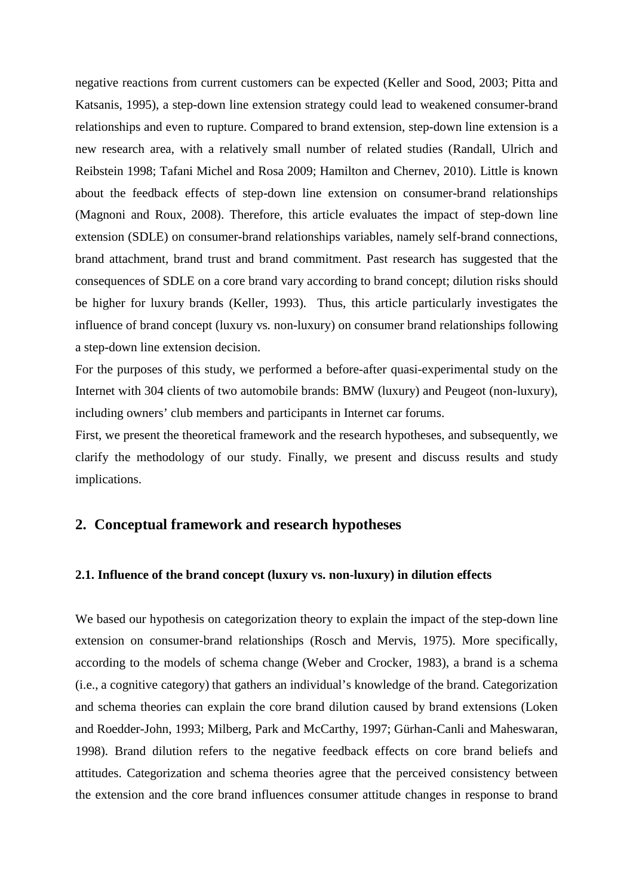negative reactions from current customers can be expected (Keller and Sood, 2003; Pitta and Katsanis, 1995), a step-down line extension strategy could lead to weakened consumer-brand relationships and even to rupture. Compared to brand extension, step-down line extension is a new research area, with a relatively small number of related studies (Randall, Ulrich and Reibstein 1998; Tafani Michel and Rosa 2009; Hamilton and Chernev, 2010). Little is known about the feedback effects of step-down line extension on consumer-brand relationships (Magnoni and Roux, 2008). Therefore, this article evaluates the impact of step-down line extension (SDLE) on consumer-brand relationships variables, namely self-brand connections, brand attachment, brand trust and brand commitment. Past research has suggested that the consequences of SDLE on a core brand vary according to brand concept; dilution risks should be higher for luxury brands (Keller, 1993). Thus, this article particularly investigates the influence of brand concept (luxury vs. non-luxury) on consumer brand relationships following a step-down line extension decision.

For the purposes of this study, we performed a before-after quasi-experimental study on the Internet with 304 clients of two automobile brands: BMW (luxury) and Peugeot (non-luxury), including owners' club members and participants in Internet car forums.

First, we present the theoretical framework and the research hypotheses, and subsequently, we clarify the methodology of our study. Finally, we present and discuss results and study implications.

## 2. Conceptual framework and research hypotheses

### 2.1. Influence of the brand concept (luxury vs. non-luxury) in dilution effects

We based our hypothesis on categorization theory to explain the impact of the step-down line extension on consumer-brand relationships (Rosch and Mervis, 1975). More specifically, according to the models of schema change (Weber and Crocker, 1983), a brand is a schema (i.e., a cognitive category) that gathers an individual's knowledge of the brand. Categorization and schema theories can explain the core brand dilution caused by brand extensions (Loken and Roedder-John, 1993; Milberg, Park and McCarthy, 1997; Gürhan-Canli and Maheswaran, 1998). Brand dilution refers to the negative feedback effects on core brand beliefs and attitudes. Categorization and schema theories agree that the perceived consistency between the extension and the core brand influences consumer attitude changes in response to brand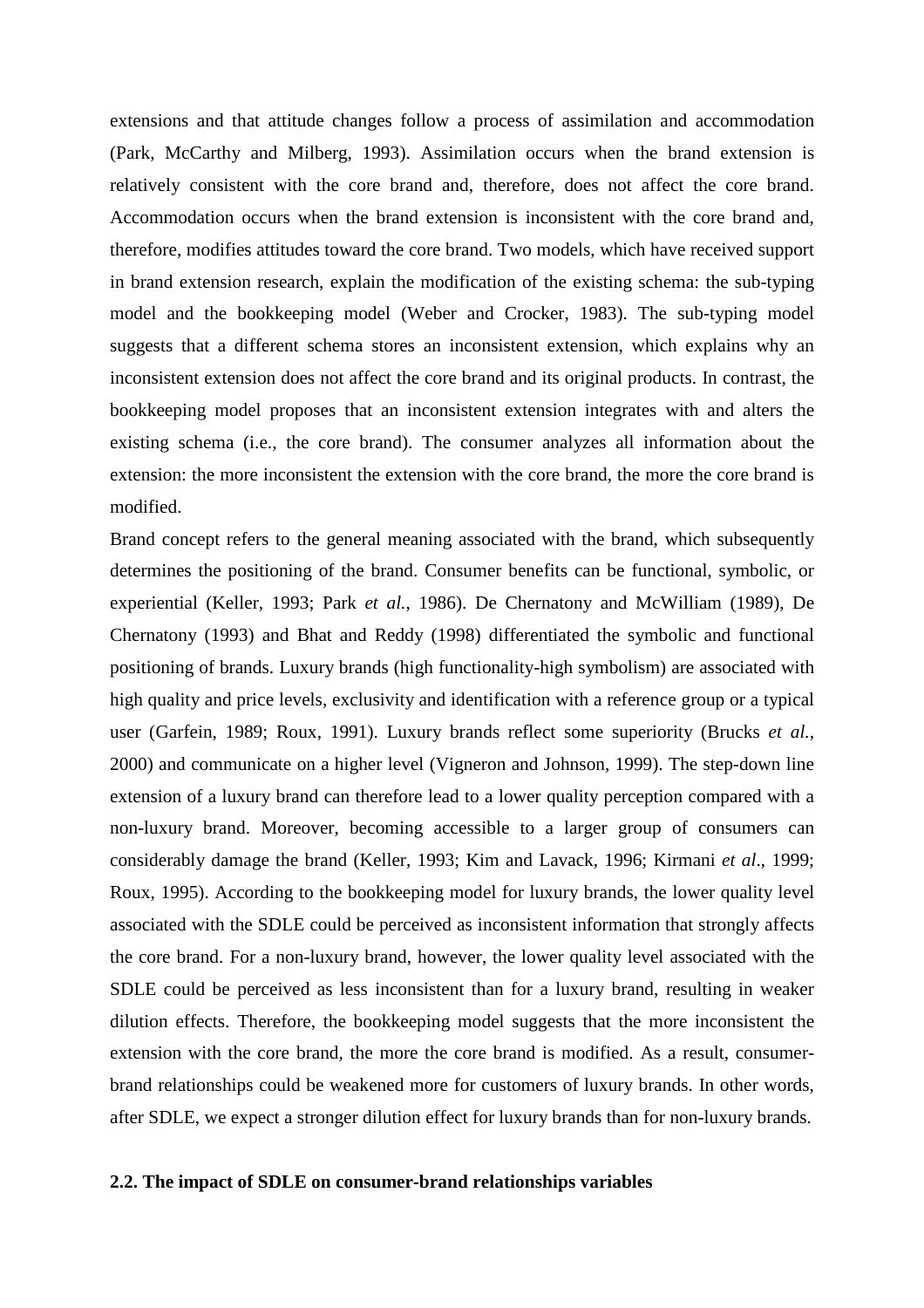extensions and that attitude changes follow a process of assimilation and accommodation (Park, McCarthy and Milberg, 1993). Assimilation occurs when the brand extension is relatively consistent with the core brand and, therefore, does not affect the core brand. Accommodation occurs when the brand extension is inconsistent with the core brand and, therefore, modifies attitudes toward the core brand. Two models, which have received support in brand extension research, explain the modification of the existing schema: the sub-typing model and the bookkeeping model (Weber and Crocker, 1983). The sub-typing model suggests that a different schema stores an inconsistent extension, which explains why an inconsistent extension does not affect the core brand and its original products. In contrast, the bookkeeping model proposes that an inconsistent extension integrates with and alters the existing schema (i.e., the core brand). The consumer analyzes all information about the extension: the more inconsistent the extension with the core brand, the more the core brand is modified.

Brand concept refers to the general meaning associated with the brand, which subsequently determines the positioning of the brand. Consumer benefits can be functional, symbolic, or experiential (Keller, 1993; Park *et al.*, 1986). De Chernatony and McWilliam (1989), De Chernatony (1993) and Bhat and Reddy (1998) differentiated the symbolic and functional positioning of brands. Luxury brands (high functionality-high symbolism) are associated with high quality and price levels, exclusivity and identification with a reference group or a typical user (Garfein, 1989; Roux, 1991). Luxury brands reflect some superiority (Brucks *et al.*, 2000) and communicate on a higher level (Vigneron and Johnson, 1999). The step-down line extension of a luxury brand can therefore lead to a lower quality perception compared with a non-luxury brand. Moreover, becoming accessible to a larger group of consumers can considerably damage the brand (Keller, 1993; Kim and Lavack, 1996; Kirmani *et al*., 1999; Roux, 1995). According to the bookkeeping model for luxury brands, the lower quality level associated with the SDLE could be perceived as inconsistent information that strongly affects the core brand. For a non-luxury brand, however, the lower quality level associated with the SDLE could be perceived as less inconsistent than for a luxury brand, resulting in weaker dilution effects. Therefore, the bookkeeping model suggests that the more inconsistent the extension with the core brand, the more the core brand is modified. As a result, consumer-brand relationships could be weakened more for customers of luxury brands. In other words, after SDLE, we expect a stronger dilution effect for luxury brands than for non-luxury brands.

### 2.2. The impact of SDLE on consumer-brand relationships variables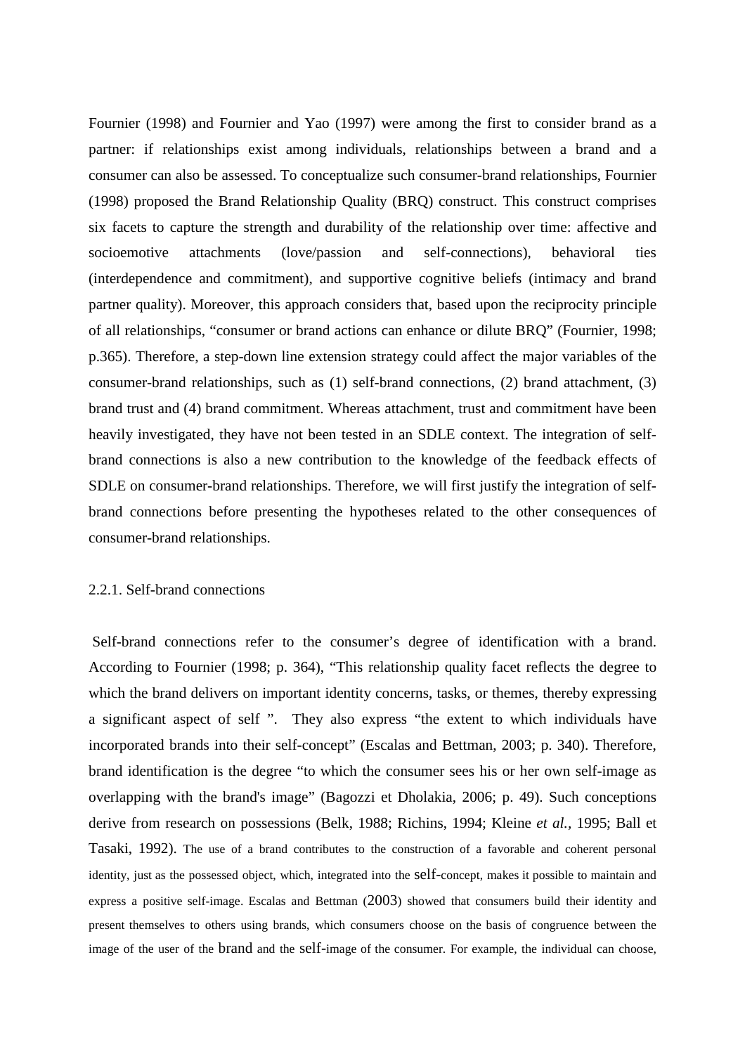Fournier (1998) and Fournier and Yao (1997) were among the first to consider brand as a partner: if relationships exist among individuals, relationships between a brand and a consumer can also be assessed. To conceptualize such consumer-brand relationships, Fournier (1998) proposed the Brand Relationship Quality (BRQ) construct. This construct comprises six facets to capture the strength and durability of the relationship over time: affective and socioemotive attachments (love/passion and self-connections), behavioral ties (interdependence and commitment), and supportive cognitive beliefs (intimacy and brand partner quality). Moreover, this approach considers that, based upon the reciprocity principle of all relationships, "consumer or brand actions can enhance or dilute BRQ" (Fournier, 1998; p.365). Therefore, a step-down line extension strategy could affect the major variables of the consumer-brand relationships, such as (1) self-brand connections, (2) brand attachment, (3) brand trust and (4) brand commitment. Whereas attachment, trust and commitment have been heavily investigated, they have not been tested in an SDLE context. The integration of self-brand connections is also a new contribution to the knowledge of the feedback effects of SDLE on consumer-brand relationships. Therefore, we will first justify the integration of self-brand connections before presenting the hypotheses related to the other consequences of consumer-brand relationships.

### 2.2.1. Self-brand connections

Self-brand connections refer to the consumer's degree of identification with a brand. According to Fournier (1998; p. 364), "This relationship quality facet reflects the degree to which the brand delivers on important identity concerns, tasks, or themes, thereby expressing a significant aspect of self ". They also express "the extent to which individuals have incorporated brands into their self-concept" (Escalas and Bettman, 2003; p. 340). Therefore, brand identification is the degree "to which the consumer sees his or her own self-image as overlapping with the brand's image" (Bagozzi et Dholakia, 2006; p. 49). Such conceptions derive from research on possessions (Belk, 1988; Richins, 1994; Kleine *et al.*, 1995; Ball et Tasaki, 1992). The use of a brand contributes to the construction of a favorable and coherent personal identity, just as the possessed object, which, integrated into the self-concept, makes it possible to maintain and express a positive self-image. Escalas and Bettman (2003) showed that consumers build their identity and present themselves to others using brands, which consumers choose on the basis of congruence between the image of the user of the brand and the self-image of the consumer. For example, the individual can choose,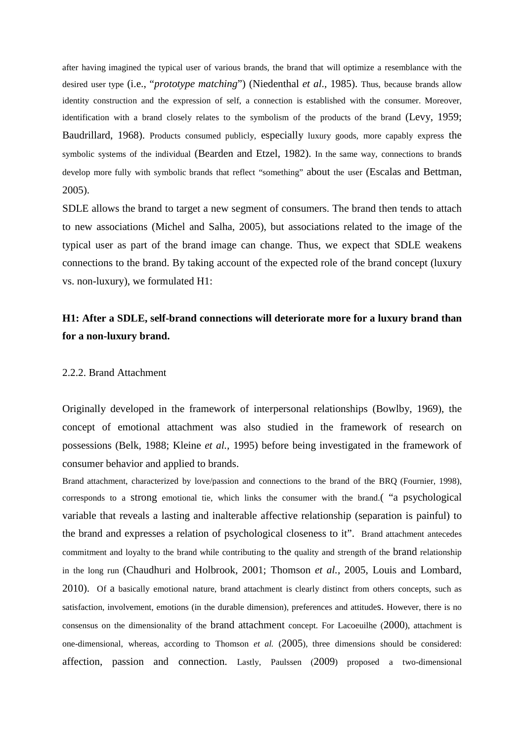after having imagined the typical user of various brands, the brand that will optimize a resemblance with the desired user type (i.e., "*prototype matching*") (Niedenthal *et al.*, 1985). Thus, because brands allow identity construction and the expression of self, a connection is established with the consumer. Moreover, identification with a brand closely relates to the symbolism of the products of the brand (Levy, 1959; Baudrillard, 1968). Products consumed publicly, especially luxury goods, more capably express the symbolic systems of the individual (Bearden and Etzel, 1982). In the same way, connections to brands develop more fully with symbolic brands that reflect "something" about the user (Escalas and Bettman, 2005).

SDLE allows the brand to target a new segment of consumers. The brand then tends to attach to new associations (Michel and Salha, 2005), but associations related to the image of the typical user as part of the brand image can change. Thus, we expect that SDLE weakens connections to the brand. By taking account of the expected role of the brand concept (luxury vs. non-luxury), we formulated H1:

**H1: After a SDLE, self-brand connections will deteriorate more for a luxury brand than for a non-luxury brand.**

### 2.2.2. Brand Attachment

Originally developed in the framework of interpersonal relationships (Bowlby, 1969), the concept of emotional attachment was also studied in the framework of research on possessions (Belk, 1988; Kleine *et al.*, 1995) before being investigated in the framework of consumer behavior and applied to brands.

Brand attachment, characterized by love/passion and connections to the brand of the BRQ (Fournier, 1998), corresponds to a strong emotional tie, which links the consumer with the brand.( "a psychological variable that reveals a lasting and inalterable affective relationship (separation is painful) to the brand and expresses a relation of psychological closeness to it". Brand attachment antecedes commitment and loyalty to the brand while contributing to the quality and strength of the brand relationship in the long run (Chaudhuri and Holbrook, 2001; Thomson *et al.*, 2005, Louis and Lombard, 2010). Of a basically emotional nature, brand attachment is clearly distinct from others concepts, such as satisfaction, involvement, emotions (in the durable dimension), preferences and attitudes. However, there is no consensus on the dimensionality of the brand attachment concept. For Lacoeuilhe (2000), attachment is one-dimensional, whereas, according to Thomson *et al.* (2005), three dimensions should be considered: affection, passion and connection. Lastly, Paulssen (2009) proposed a two-dimensional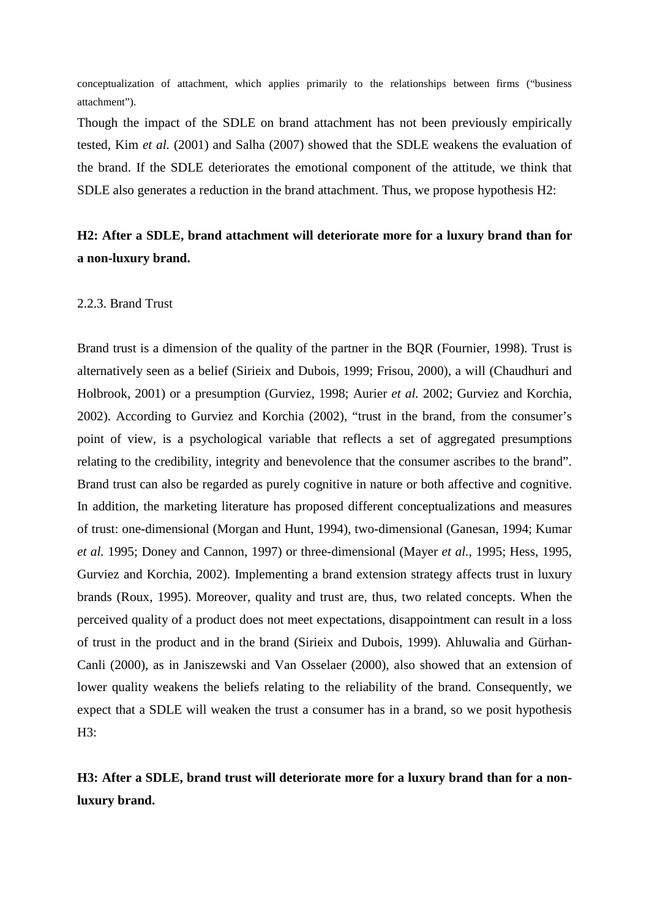conceptualization of attachment, which applies primarily to the relationships between firms ("business attachment").

Though the impact of the SDLE on brand attachment has not been previously empirically tested, Kim *et al.* (2001) and Salha (2007) showed that the SDLE weakens the evaluation of the brand. If the SDLE deteriorates the emotional component of the attitude, we think that SDLE also generates a reduction in the brand attachment. Thus, we propose hypothesis H2:

**H2: After a SDLE, brand attachment will deteriorate more for a luxury brand than for a non-luxury brand.**

2.2.3. Brand Trust

Brand trust is a dimension of the quality of the partner in the BQR (Fournier, 1998). Trust is alternatively seen as a belief (Sirieix and Dubois, 1999; Frisou, 2000), a will (Chaudhuri and Holbrook, 2001) or a presumption (Gurviez, 1998; Aurier *et al.* 2002; Gurviez and Korchia, 2002). According to Gurviez and Korchia (2002), "trust in the brand, from the consumer's point of view, is a psychological variable that reflects a set of aggregated presumptions relating to the credibility, integrity and benevolence that the consumer ascribes to the brand". Brand trust can also be regarded as purely cognitive in nature or both affective and cognitive. In addition, the marketing literature has proposed different conceptualizations and measures of trust: one-dimensional (Morgan and Hunt, 1994), two-dimensional (Ganesan, 1994; Kumar *et al.* 1995; Doney and Cannon, 1997) or three-dimensional (Mayer *et al.*, 1995; Hess, 1995, Gurviez and Korchia, 2002). Implementing a brand extension strategy affects trust in luxury brands (Roux, 1995). Moreover, quality and trust are, thus, two related concepts. When the perceived quality of a product does not meet expectations, disappointment can result in a loss of trust in the product and in the brand (Sirieix and Dubois, 1999). Ahluwalia and Gürhan-Canli (2000), as in Janiszewski and Van Osselaer (2000), also showed that an extension of lower quality weakens the beliefs relating to the reliability of the brand. Consequently, we expect that a SDLE will weaken the trust a consumer has in a brand, so we posit hypothesis H3:

**H3: After a SDLE, brand trust will deteriorate more for a luxury brand than for a non-luxury brand.**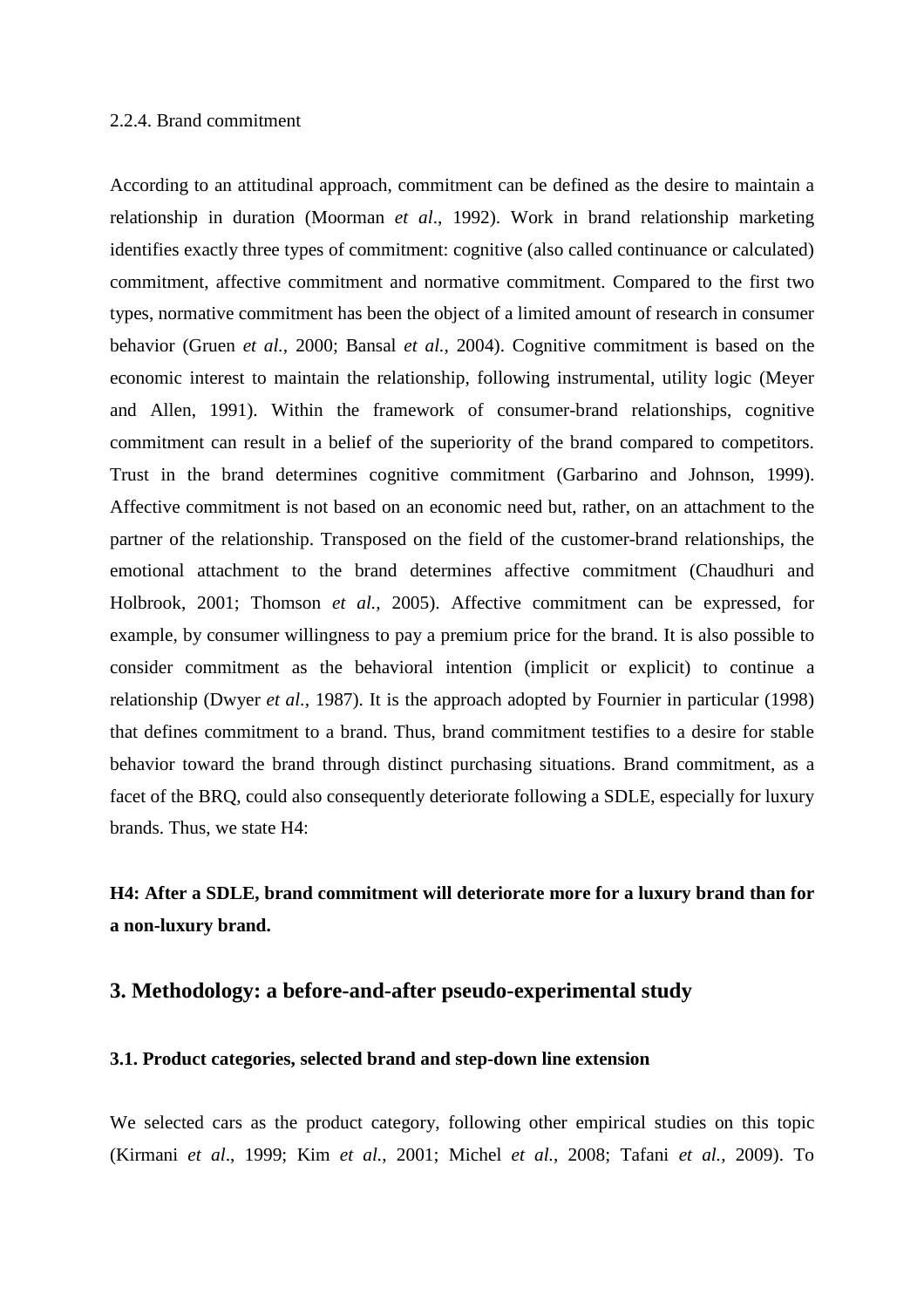2.2.4. Brand commitment

According to an attitudinal approach, commitment can be defined as the desire to maintain a relationship in duration (Moorman *et al*., 1992). Work in brand relationship marketing identifies exactly three types of commitment: cognitive (also called continuance or calculated) commitment, affective commitment and normative commitment. Compared to the first two types, normative commitment has been the object of a limited amount of research in consumer behavior (Gruen *et al.,* 2000; Bansal *et al.,* 2004). Cognitive commitment is based on the economic interest to maintain the relationship, following instrumental, utility logic (Meyer and Allen, 1991). Within the framework of consumer-brand relationships, cognitive commitment can result in a belief of the superiority of the brand compared to competitors. Trust in the brand determines cognitive commitment (Garbarino and Johnson, 1999). Affective commitment is not based on an economic need but, rather, on an attachment to the partner of the relationship. Transposed on the field of the customer-brand relationships, the emotional attachment to the brand determines affective commitment (Chaudhuri and Holbrook, 2001; Thomson *et al.,* 2005). Affective commitment can be expressed, for example, by consumer willingness to pay a premium price for the brand. It is also possible to consider commitment as the behavioral intention (implicit or explicit) to continue a relationship (Dwyer *et al.,* 1987). It is the approach adopted by Fournier in particular (1998) that defines commitment to a brand. Thus, brand commitment testifies to a desire for stable behavior toward the brand through distinct purchasing situations. Brand commitment, as a facet of the BRQ, could also consequently deteriorate following a SDLE, especially for luxury brands. Thus, we state H4:

**H4: After a SDLE, brand commitment will deteriorate more for a luxury brand than for a non-luxury brand.**

## 3. Methodology: a before-and-after pseudo-experimental study

### 3.1. Product categories, selected brand and step-down line extension

We selected cars as the product category, following other empirical studies on this topic (Kirmani *et al*., 1999; Kim *et al.,* 2001; Michel *et al.,* 2008; Tafani *et al.,* 2009). To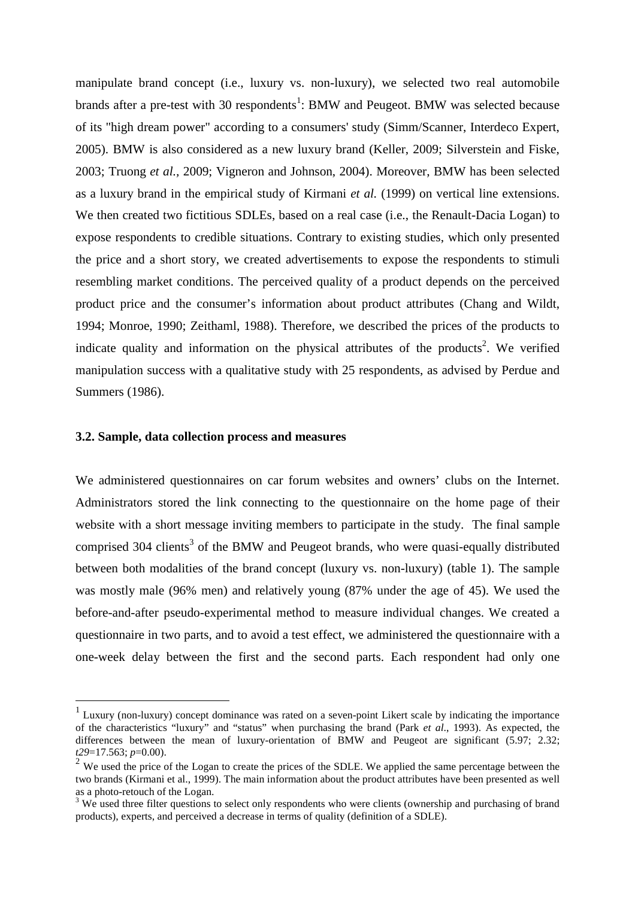manipulate brand concept (i.e., luxury vs. non-luxury), we selected two real automobile brands after a pre-test with 30 respondents[1]: BMW and Peugeot. BMW was selected because of its "high dream power" according to a consumers' study (Simm/Scanner, Interdeco Expert, 2005). BMW is also considered as a new luxury brand (Keller, 2009; Silverstein and Fiske, 2003; Truong *et al.*, 2009; Vigneron and Johnson, 2004). Moreover, BMW has been selected as a luxury brand in the empirical study of Kirmani *et al.* (1999) on vertical line extensions. We then created two fictitious SDLEs, based on a real case (i.e., the Renault-Dacia Logan) to expose respondents to credible situations. Contrary to existing studies, which only presented the price and a short story, we created advertisements to expose the respondents to stimuli resembling market conditions. The perceived quality of a product depends on the perceived product price and the consumer's information about product attributes (Chang and Wildt, 1994; Monroe, 1990; Zeithaml, 1988). Therefore, we described the prices of the products to indicate quality and information on the physical attributes of the products[2]. We verified manipulation success with a qualitative study with 25 respondents, as advised by Perdue and Summers (1986).

### 3.2. Sample, data collection process and measures

We administered questionnaires on car forum websites and owners' clubs on the Internet. Administrators stored the link connecting to the questionnaire on the home page of their website with a short message inviting members to participate in the study. The final sample comprised 304 clients[3] of the BMW and Peugeot brands, who were quasi-equally distributed between both modalities of the brand concept (luxury vs. non-luxury) (table 1). The sample was mostly male (96% men) and relatively young (87% under the age of 45). We used the before-and-after pseudo-experimental method to measure individual changes. We created a questionnaire in two parts, and to avoid a test effect, we administered the questionnaire with a one-week delay between the first and the second parts. Each respondent had only one

---

[1] Luxury (non-luxury) concept dominance was rated on a seven-point Likert scale by indicating the importance of the characteristics "luxury" and "status" when purchasing the brand (Park *et al*., 1993). As expected, the differences between the mean of luxury-orientation of BMW and Peugeot are significant (5.97; 2.32; $t_{29}=17.563$; $p=0.00$).

[2] We used the price of the Logan to create the prices of the SDLE. We applied the same percentage between the two brands (Kirmani et al., 1999). The main information about the product attributes have been presented as well as a photo-retouch of the Logan.

[3] We used three filter questions to select only respondents who were clients (ownership and purchasing of brand products), experts, and perceived a decrease in terms of quality (definition of a SDLE).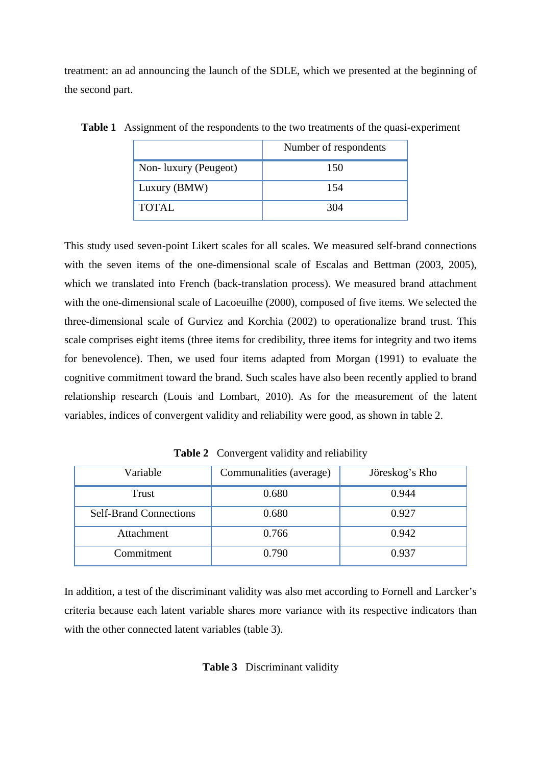treatment: an ad announcing the launch of the SDLE, which we presented at the beginning of the second part.

**Table 1** Assignment of the respondents to the two treatments of the quasi-experiment

| | Number of respondents |
|---|---|
| Non- luxury (Peugeot) | 150 |
| Luxury (BMW) | 154 |
| TOTAL | 304 |

This study used seven-point Likert scales for all scales. We measured self-brand connections with the seven items of the one-dimensional scale of Escalas and Bettman (2003, 2005), which we translated into French (back-translation process). We measured brand attachment with the one-dimensional scale of Lacoeuilhe (2000), composed of five items. We selected the three-dimensional scale of Gurviez and Korchia (2002) to operationalize brand trust. This scale comprises eight items (three items for credibility, three items for integrity and two items for benevolence). Then, we used four items adapted from Morgan (1991) to evaluate the cognitive commitment toward the brand. Such scales have also been recently applied to brand relationship research (Louis and Lombart, 2010). As for the measurement of the latent variables, indices of convergent validity and reliability were good, as shown in table 2.

**Table 2** Convergent validity and reliability

| Variable | Communalities (average) | Jöreskog's Rho |
|---|---|---|
| Trust | 0.680 | 0.944 |
| Self-Brand Connections | 0.680 | 0.927 |
| Attachment | 0.766 | 0.942 |
| Commitment | 0.790 | 0.937 |

In addition, a test of the discriminant validity was also met according to Fornell and Larcker's criteria because each latent variable shares more variance with its respective indicators than with the other connected latent variables (table 3).

**Table 3** Discriminant validity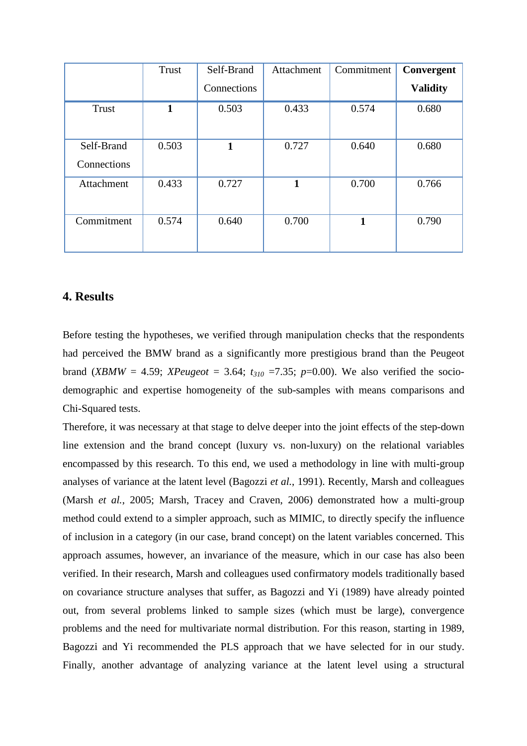| | Trust | Self-Brand Connections | Attachment | Commitment | **Convergent Validity** |
|---|---|---|---|---|---|
| Trust | **1** | 0.503 | 0.433 | 0.574 | 0.680 |
| Self-Brand Connections | 0.503 | **1** | 0.727 | 0.640 | 0.680 |
| Attachment | 0.433 | 0.727 | **1** | 0.700 | 0.766 |
| Commitment | 0.574 | 0.640 | 0.700 | **1** | 0.790 |

## 4. Results

Before testing the hypotheses, we verified through manipulation checks that the respondents had perceived the BMW brand as a significantly more prestigious brand than the Peugeot brand ($XBMW$ = 4.59; $XPeugeot$ = 3.64; $t_{310}$ =7.35; $p$=0.00). We also verified the socio-demographic and expertise homogeneity of the sub-samples with means comparisons and Chi-Squared tests.

Therefore, it was necessary at that stage to delve deeper into the joint effects of the step-down line extension and the brand concept (luxury vs. non-luxury) on the relational variables encompassed by this research. To this end, we used a methodology in line with multi-group analyses of variance at the latent level (Bagozzi *et al.*, 1991). Recently, Marsh and colleagues (Marsh *et al.*, 2005; Marsh, Tracey and Craven, 2006) demonstrated how a multi-group method could extend to a simpler approach, such as MIMIC, to directly specify the influence of inclusion in a category (in our case, brand concept) on the latent variables concerned. This approach assumes, however, an invariance of the measure, which in our case has also been verified. In their research, Marsh and colleagues used confirmatory models traditionally based on covariance structure analyses that suffer, as Bagozzi and Yi (1989) have already pointed out, from several problems linked to sample sizes (which must be large), convergence problems and the need for multivariate normal distribution. For this reason, starting in 1989, Bagozzi and Yi recommended the PLS approach that we have selected for in our study. Finally, another advantage of analyzing variance at the latent level using a structural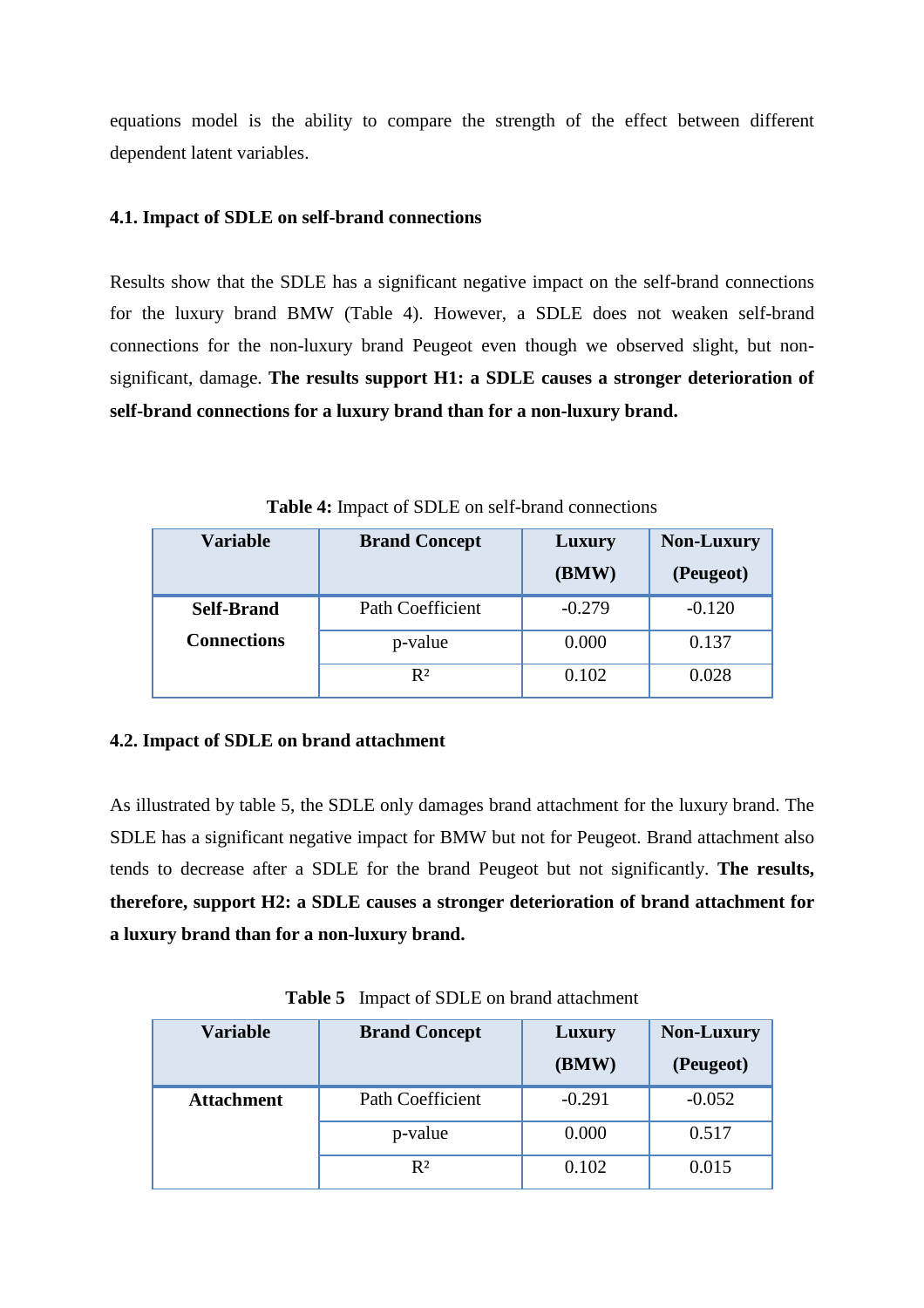equations model is the ability to compare the strength of the effect between different dependent latent variables.

### 4.1. Impact of SDLE on self-brand connections

Results show that the SDLE has a significant negative impact on the self-brand connections for the luxury brand BMW (Table 4). However, a SDLE does not weaken self-brand connections for the non-luxury brand Peugeot even though we observed slight, but non-significant, damage. **The results support H1: a SDLE causes a stronger deterioration of self-brand connections for a luxury brand than for a non-luxury brand.**

**Table 4:** Impact of SDLE on self-brand connections

| Variable | Brand Concept | Luxury (BMW) | Non-Luxury (Peugeot) |
|---|---|---|---|
| **Self-Brand Connections** | Path Coefficient | -0.279 | -0.120 |
| | p-value | 0.000 | 0.137 |
| | $R^2$ | 0.102 | 0.028 |

### 4.2. Impact of SDLE on brand attachment

As illustrated by table 5, the SDLE only damages brand attachment for the luxury brand. The SDLE has a significant negative impact for BMW but not for Peugeot. Brand attachment also tends to decrease after a SDLE for the brand Peugeot but not significantly. **The results, therefore, support H2: a SDLE causes a stronger deterioration of brand attachment for a luxury brand than for a non-luxury brand.**

**Table 5** Impact of SDLE on brand attachment

| Variable | Brand Concept | Luxury (BMW) | Non-Luxury (Peugeot) |
|---|---|---|---|
| **Attachment** | Path Coefficient | -0.291 | -0.052 |
| | p-value | 0.000 | 0.517 |
| | $R^2$ | 0.102 | 0.015 |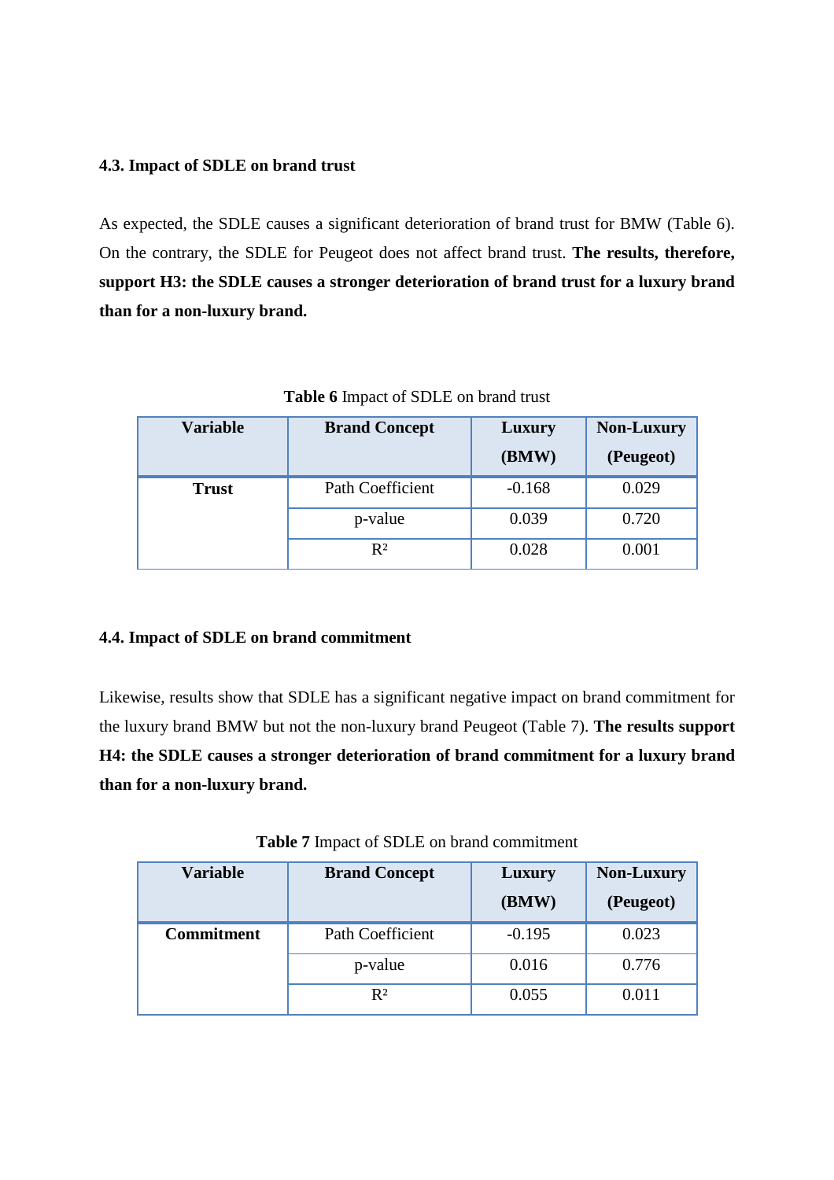### 4.3. Impact of SDLE on brand trust

As expected, the SDLE causes a significant deterioration of brand trust for BMW (Table 6). On the contrary, the SDLE for Peugeot does not affect brand trust. **The results, therefore, support H3: the SDLE causes a stronger deterioration of brand trust for a luxury brand than for a non-luxury brand.**

**Table 6** Impact of SDLE on brand trust

| Variable | Brand Concept | Luxury (BMW) | Non-Luxury (Peugeot) |
|---|---|---|---|
| **Trust** | Path Coefficient | -0.168 | 0.029 |
| | p-value | 0.039 | 0.720 |
| | $R^2$ | 0.028 | 0.001 |

### 4.4. Impact of SDLE on brand commitment

Likewise, results show that SDLE has a significant negative impact on brand commitment for the luxury brand BMW but not the non-luxury brand Peugeot (Table 7). **The results support H4: the SDLE causes a stronger deterioration of brand commitment for a luxury brand than for a non-luxury brand.**

**Table 7** Impact of SDLE on brand commitment

| Variable | Brand Concept | Luxury (BMW) | Non-Luxury (Peugeot) |
|---|---|---|---|
| **Commitment** | Path Coefficient | -0.195 | 0.023 |
| | p-value | 0.016 | 0.776 |
| | $R^2$ | 0.055 | 0.011 |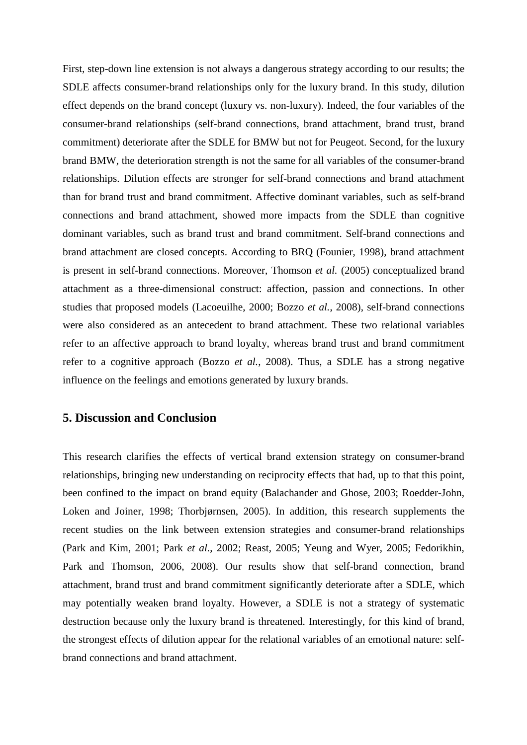First, step-down line extension is not always a dangerous strategy according to our results; the SDLE affects consumer-brand relationships only for the luxury brand. In this study, dilution effect depends on the brand concept (luxury vs. non-luxury). Indeed, the four variables of the consumer-brand relationships (self-brand connections, brand attachment, brand trust, brand commitment) deteriorate after the SDLE for BMW but not for Peugeot. Second, for the luxury brand BMW, the deterioration strength is not the same for all variables of the consumer-brand relationships. Dilution effects are stronger for self-brand connections and brand attachment than for brand trust and brand commitment. Affective dominant variables, such as self-brand connections and brand attachment, showed more impacts from the SDLE than cognitive dominant variables, such as brand trust and brand commitment. Self-brand connections and brand attachment are closed concepts. According to BRQ (Founier, 1998), brand attachment is present in self-brand connections. Moreover, Thomson *et al.* (2005) conceptualized brand attachment as a three-dimensional construct: affection, passion and connections. In other studies that proposed models (Lacoeuilhe, 2000; Bozzo *et al.*, 2008), self-brand connections were also considered as an antecedent to brand attachment. These two relational variables refer to an affective approach to brand loyalty, whereas brand trust and brand commitment refer to a cognitive approach (Bozzo *et al.*, 2008). Thus, a SDLE has a strong negative influence on the feelings and emotions generated by luxury brands.

## 5. Discussion and Conclusion

This research clarifies the effects of vertical brand extension strategy on consumer-brand relationships, bringing new understanding on reciprocity effects that had, up to that this point, been confined to the impact on brand equity (Balachander and Ghose, 2003; Roedder-John, Loken and Joiner, 1998; Thorbjørnsen, 2005). In addition, this research supplements the recent studies on the link between extension strategies and consumer-brand relationships (Park and Kim, 2001; Park *et al.*, 2002; Reast, 2005; Yeung and Wyer, 2005; Fedorikhin, Park and Thomson, 2006, 2008). Our results show that self-brand connection, brand attachment, brand trust and brand commitment significantly deteriorate after a SDLE, which may potentially weaken brand loyalty. However, a SDLE is not a strategy of systematic destruction because only the luxury brand is threatened. Interestingly, for this kind of brand, the strongest effects of dilution appear for the relational variables of an emotional nature: self-brand connections and brand attachment.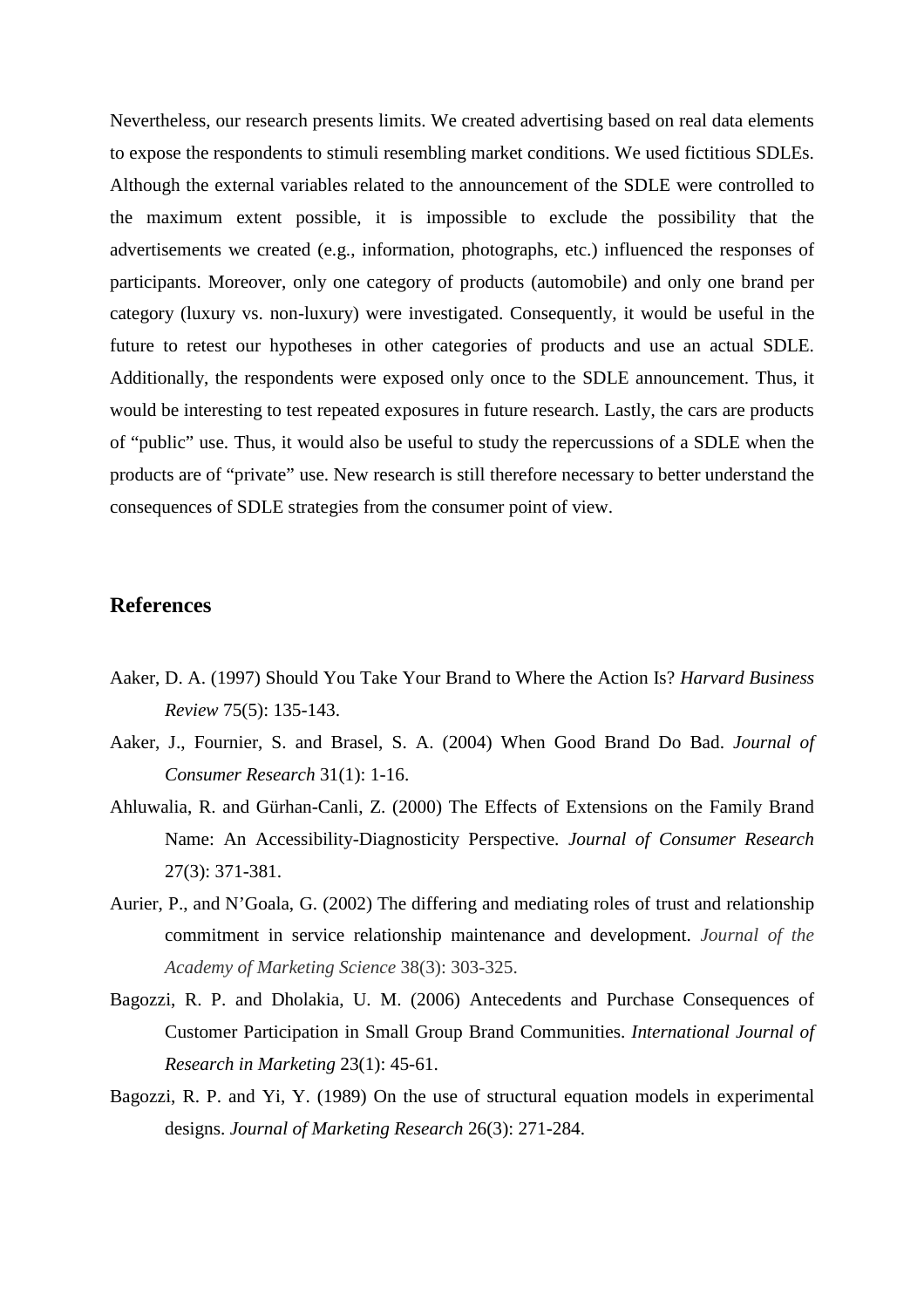Nevertheless, our research presents limits. We created advertising based on real data elements to expose the respondents to stimuli resembling market conditions. We used fictitious SDLEs. Although the external variables related to the announcement of the SDLE were controlled to the maximum extent possible, it is impossible to exclude the possibility that the advertisements we created (e.g., information, photographs, etc.) influenced the responses of participants. Moreover, only one category of products (automobile) and only one brand per category (luxury vs. non-luxury) were investigated. Consequently, it would be useful in the future to retest our hypotheses in other categories of products and use an actual SDLE. Additionally, the respondents were exposed only once to the SDLE announcement. Thus, it would be interesting to test repeated exposures in future research. Lastly, the cars are products of "public" use. Thus, it would also be useful to study the repercussions of a SDLE when the products are of "private" use. New research is still therefore necessary to better understand the consequences of SDLE strategies from the consumer point of view.

## References

Aaker, D. A. (1997) Should You Take Your Brand to Where the Action Is? *Harvard Business Review* 75(5): 135-143.

Aaker, J., Fournier, S. and Brasel, S. A. (2004) When Good Brand Do Bad. *Journal of Consumer Research* 31(1): 1-16.

Ahluwalia, R. and Gürhan-Canli, Z. (2000) The Effects of Extensions on the Family Brand Name: An Accessibility-Diagnosticity Perspective. *Journal of Consumer Research* 27(3): 371-381.

Aurier, P., and N'Goala, G. (2002) The differing and mediating roles of trust and relationship commitment in service relationship maintenance and development. *Journal of the Academy of Marketing Science* 38(3): 303-325.

Bagozzi, R. P. and Dholakia, U. M. (2006) Antecedents and Purchase Consequences of Customer Participation in Small Group Brand Communities. *International Journal of Research in Marketing* 23(1): 45-61.

Bagozzi, R. P. and Yi, Y. (1989) On the use of structural equation models in experimental designs. *Journal of Marketing Research* 26(3): 271-284.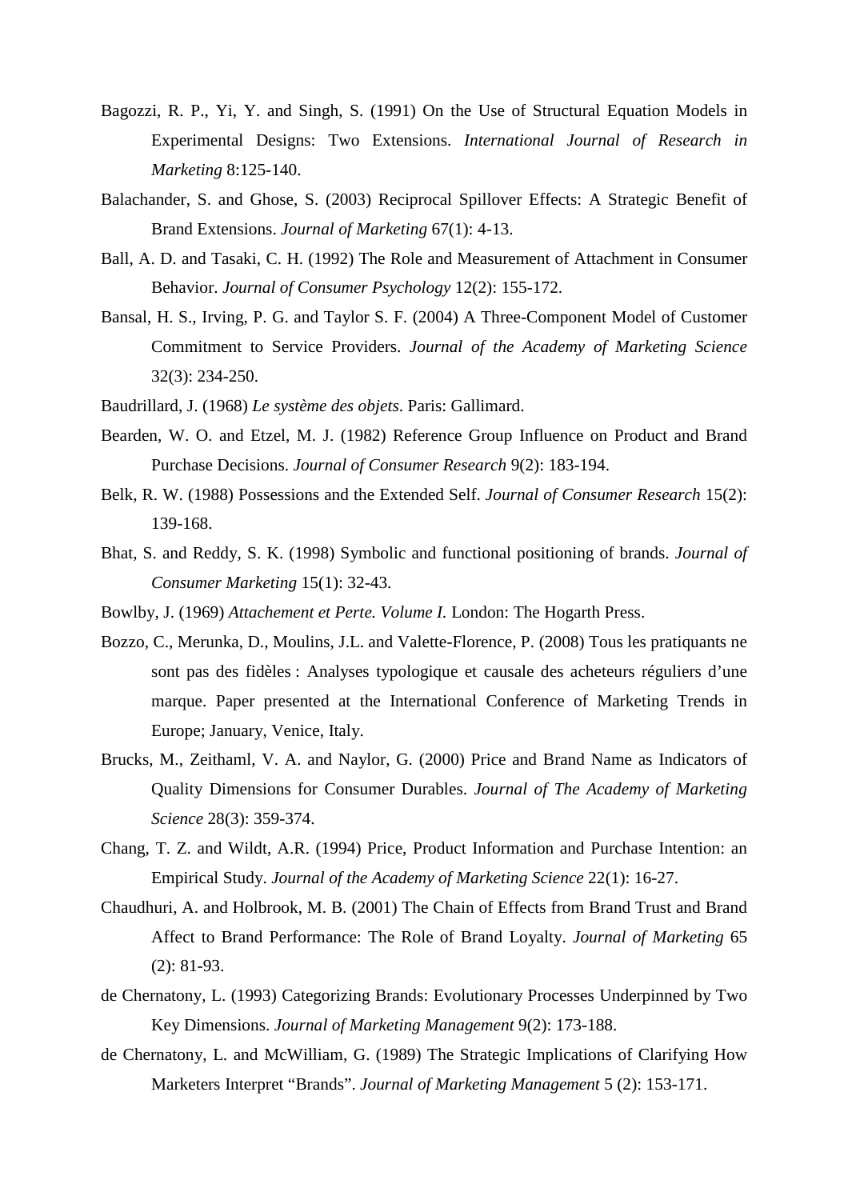Bagozzi, R. P., Yi, Y. and Singh, S. (1991) On the Use of Structural Equation Models in Experimental Designs: Two Extensions. *International Journal of Research in Marketing* 8:125-140.

Balachander, S. and Ghose, S. (2003) Reciprocal Spillover Effects: A Strategic Benefit of Brand Extensions. *Journal of Marketing* 67(1): 4-13.

Ball, A. D. and Tasaki, C. H. (1992) The Role and Measurement of Attachment in Consumer Behavior. *Journal of Consumer Psychology* 12(2): 155-172.

Bansal, H. S., Irving, P. G. and Taylor S. F. (2004) A Three-Component Model of Customer Commitment to Service Providers. *Journal of the Academy of Marketing Science* 32(3): 234-250.

Baudrillard, J. (1968) *Le système des objets*. Paris: Gallimard.

Bearden, W. O. and Etzel, M. J. (1982) Reference Group Influence on Product and Brand Purchase Decisions. *Journal of Consumer Research* 9(2): 183-194.

Belk, R. W. (1988) Possessions and the Extended Self. *Journal of Consumer Research* 15(2): 139-168.

Bhat, S. and Reddy, S. K. (1998) Symbolic and functional positioning of brands. *Journal of Consumer Marketing* 15(1): 32-43.

Bowlby, J. (1969) *Attachement et Perte. Volume I.* London: The Hogarth Press.

Bozzo, C., Merunka, D., Moulins, J.L. and Valette-Florence, P. (2008) Tous les pratiquants ne sont pas des fidèles : Analyses typologique et causale des acheteurs réguliers d'une marque. Paper presented at the International Conference of Marketing Trends in Europe; January, Venice, Italy.

Brucks, M., Zeithaml, V. A. and Naylor, G. (2000) Price and Brand Name as Indicators of Quality Dimensions for Consumer Durables. *Journal of The Academy of Marketing Science* 28(3): 359-374.

Chang, T. Z. and Wildt, A.R. (1994) Price, Product Information and Purchase Intention: an Empirical Study. *Journal of the Academy of Marketing Science* 22(1): 16-27.

Chaudhuri, A. and Holbrook, M. B. (2001) The Chain of Effects from Brand Trust and Brand Affect to Brand Performance: The Role of Brand Loyalty. *Journal of Marketing* 65 (2): 81-93.

de Chernatony, L. (1993) Categorizing Brands: Evolutionary Processes Underpinned by Two Key Dimensions. *Journal of Marketing Management* 9(2): 173-188.

de Chernatony, L. and McWilliam, G. (1989) The Strategic Implications of Clarifying How Marketers Interpret "Brands". *Journal of Marketing Management* 5 (2): 153-171.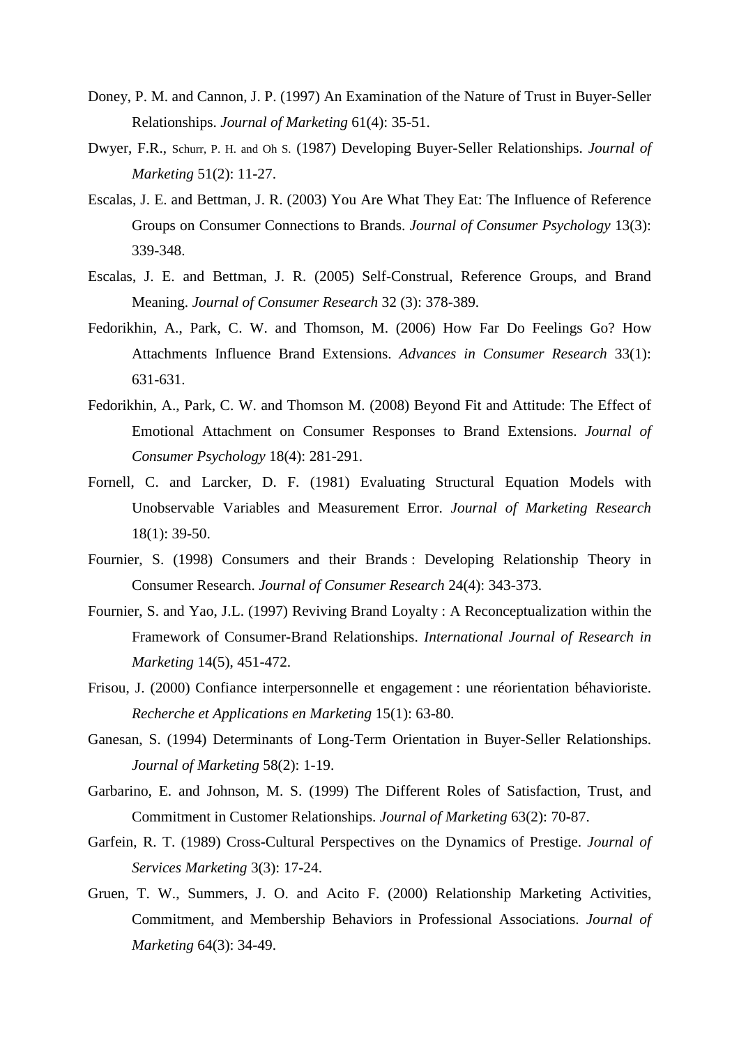Doney, P. M. and Cannon, J. P. (1997) An Examination of the Nature of Trust in Buyer-Seller Relationships. *Journal of Marketing* 61(4): 35-51.

Dwyer, F.R., Schurr, P. H. and Oh S. (1987) Developing Buyer-Seller Relationships. *Journal of Marketing* 51(2): 11-27.

Escalas, J. E. and Bettman, J. R. (2003) You Are What They Eat: The Influence of Reference Groups on Consumer Connections to Brands. *Journal of Consumer Psychology* 13(3): 339-348.

Escalas, J. E. and Bettman, J. R. (2005) Self-Construal, Reference Groups, and Brand Meaning. *Journal of Consumer Research* 32 (3): 378-389.

Fedorikhin, A., Park, C. W. and Thomson, M. (2006) How Far Do Feelings Go? How Attachments Influence Brand Extensions. *Advances in Consumer Research* 33(1): 631-631.

Fedorikhin, A., Park, C. W. and Thomson M. (2008) Beyond Fit and Attitude: The Effect of Emotional Attachment on Consumer Responses to Brand Extensions. *Journal of Consumer Psychology* 18(4): 281-291.

Fornell, C. and Larcker, D. F. (1981) Evaluating Structural Equation Models with Unobservable Variables and Measurement Error. *Journal of Marketing Research* 18(1): 39-50.

Fournier, S. (1998) Consumers and their Brands : Developing Relationship Theory in Consumer Research. *Journal of Consumer Research* 24(4): 343-373.

Fournier, S. and Yao, J.L. (1997) Reviving Brand Loyalty : A Reconceptualization within the Framework of Consumer-Brand Relationships. *International Journal of Research in Marketing* 14(5), 451-472.

Frisou, J. (2000) Confiance interpersonnelle et engagement : une réorientation béhavioriste. *Recherche et Applications en Marketing* 15(1): 63-80.

Ganesan, S. (1994) Determinants of Long-Term Orientation in Buyer-Seller Relationships. *Journal of Marketing* 58(2): 1-19.

Garbarino, E. and Johnson, M. S. (1999) The Different Roles of Satisfaction, Trust, and Commitment in Customer Relationships. *Journal of Marketing* 63(2): 70-87.

Garfein, R. T. (1989) Cross-Cultural Perspectives on the Dynamics of Prestige. *Journal of Services Marketing* 3(3): 17-24.

Gruen, T. W., Summers, J. O. and Acito F. (2000) Relationship Marketing Activities, Commitment, and Membership Behaviors in Professional Associations. *Journal of Marketing* 64(3): 34-49.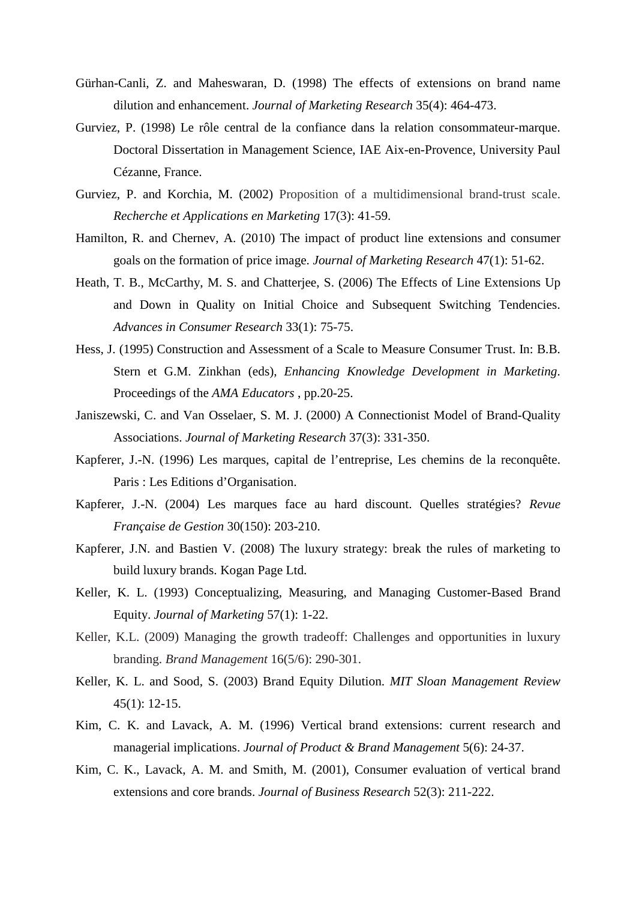Gürhan-Canli, Z. and Maheswaran, D. (1998) The effects of extensions on brand name dilution and enhancement. *Journal of Marketing Research* 35(4): 464-473.

Gurviez, P. (1998) Le rôle central de la confiance dans la relation consommateur-marque. Doctoral Dissertation in Management Science, IAE Aix-en-Provence, University Paul Cézanne, France.

Gurviez, P. and Korchia, M. (2002) Proposition of a multidimensional brand-trust scale. *Recherche et Applications en Marketing* 17(3): 41-59.

Hamilton, R. and Chernev, A. (2010) The impact of product line extensions and consumer goals on the formation of price image. *Journal of Marketing Research* 47(1): 51-62.

Heath, T. B., McCarthy, M. S. and Chatterjee, S. (2006) The Effects of Line Extensions Up and Down in Quality on Initial Choice and Subsequent Switching Tendencies. *Advances in Consumer Research* 33(1): 75-75.

Hess, J. (1995) Construction and Assessment of a Scale to Measure Consumer Trust. In: B.B. Stern et G.M. Zinkhan (eds), *Enhancing Knowledge Development in Marketing*. Proceedings of the *AMA Educators* , pp.20-25.

Janiszewski, C. and Van Osselaer, S. M. J. (2000) A Connectionist Model of Brand-Quality Associations. *Journal of Marketing Research* 37(3): 331-350.

Kapferer, J.-N. (1996) Les marques, capital de l'entreprise, Les chemins de la reconquête. Paris : Les Editions d'Organisation.

Kapferer, J.-N. (2004) Les marques face au hard discount. Quelles stratégies? *Revue Française de Gestion* 30(150): 203-210.

Kapferer, J.N. and Bastien V. (2008) The luxury strategy: break the rules of marketing to build luxury brands. Kogan Page Ltd.

Keller, K. L. (1993) Conceptualizing, Measuring, and Managing Customer-Based Brand Equity. *Journal of Marketing* 57(1): 1-22.

Keller, K.L. (2009) Managing the growth tradeoff: Challenges and opportunities in luxury branding. *Brand Management* 16(5/6): 290-301.

Keller, K. L. and Sood, S. (2003) Brand Equity Dilution. *MIT Sloan Management Review* 45(1): 12-15.

Kim, C. K. and Lavack, A. M. (1996) Vertical brand extensions: current research and managerial implications. *Journal of Product & Brand Management* 5(6): 24-37.

Kim, C. K., Lavack, A. M. and Smith, M. (2001), Consumer evaluation of vertical brand extensions and core brands. *Journal of Business Research* 52(3): 211-222.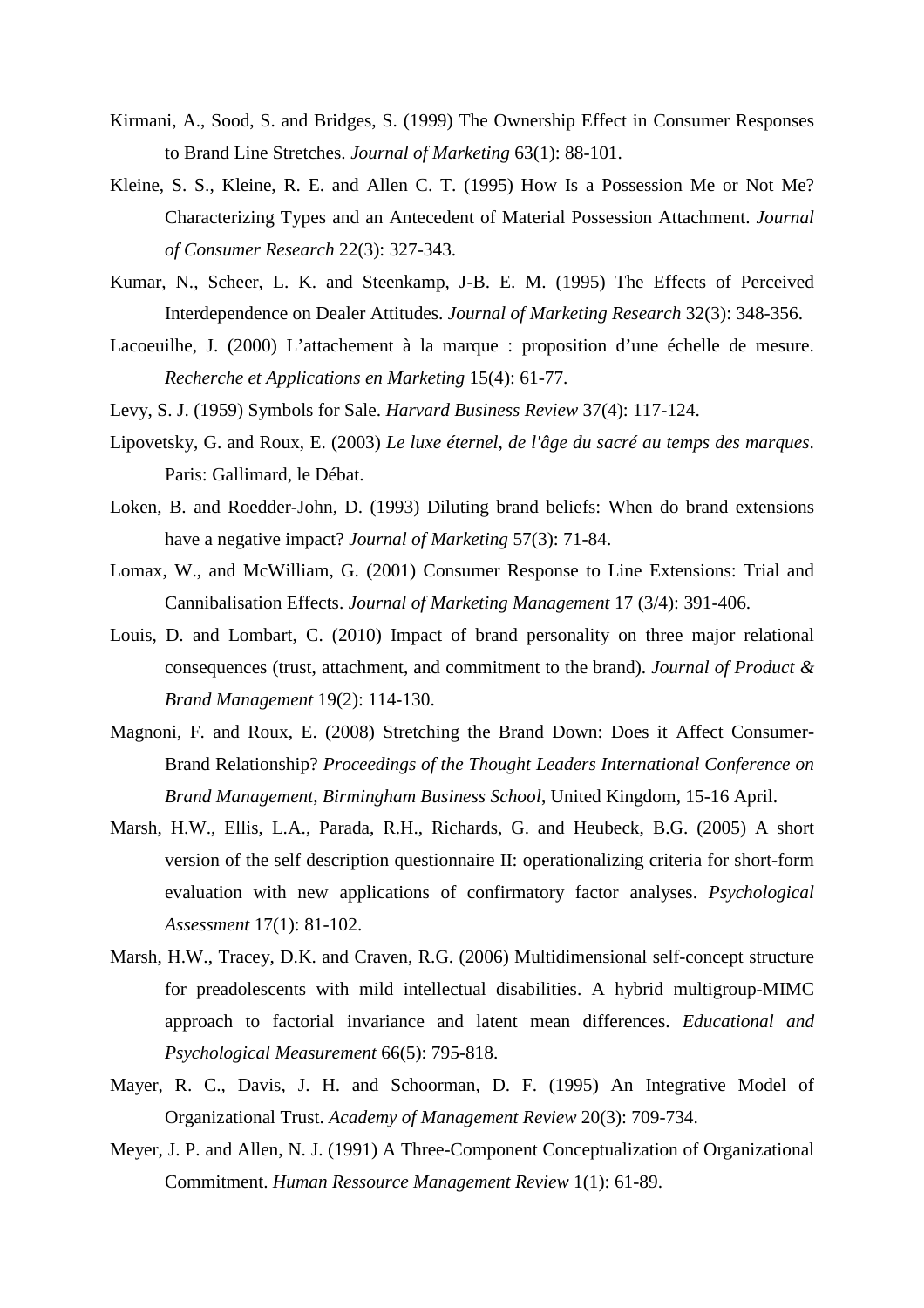Kirmani, A., Sood, S. and Bridges, S. (1999) The Ownership Effect in Consumer Responses to Brand Line Stretches. *Journal of Marketing* 63(1): 88-101.

Kleine, S. S., Kleine, R. E. and Allen C. T. (1995) How Is a Possession Me or Not Me? Characterizing Types and an Antecedent of Material Possession Attachment. *Journal of Consumer Research* 22(3): 327-343.

Kumar, N., Scheer, L. K. and Steenkamp, J-B. E. M. (1995) The Effects of Perceived Interdependence on Dealer Attitudes. *Journal of Marketing Research* 32(3): 348-356.

Lacoeuilhe, J. (2000) L'attachement à la marque : proposition d'une échelle de mesure. *Recherche et Applications en Marketing* 15(4): 61-77.

Levy, S. J. (1959) Symbols for Sale. *Harvard Business Review* 37(4): 117-124.

Lipovetsky, G. and Roux, E. (2003) *Le luxe éternel, de l'âge du sacré au temps des marques*. Paris: Gallimard, le Débat.

Loken, B. and Roedder-John, D. (1993) Diluting brand beliefs: When do brand extensions have a negative impact? *Journal of Marketing* 57(3): 71-84.

Lomax, W., and McWilliam, G. (2001) Consumer Response to Line Extensions: Trial and Cannibalisation Effects. *Journal of Marketing Management* 17 (3/4): 391-406.

Louis, D. and Lombart, C. (2010) Impact of brand personality on three major relational consequences (trust, attachment, and commitment to the brand). *Journal of Product & Brand Management* 19(2): 114-130.

Magnoni, F. and Roux, E. (2008) Stretching the Brand Down: Does it Affect Consumer-Brand Relationship? *Proceedings of the Thought Leaders International Conference on Brand Management, Birmingham Business School*, United Kingdom, 15-16 April.

Marsh, H.W., Ellis, L.A., Parada, R.H., Richards, G. and Heubeck, B.G. (2005) A short version of the self description questionnaire II: operationalizing criteria for short-form evaluation with new applications of confirmatory factor analyses. *Psychological Assessment* 17(1): 81-102.

Marsh, H.W., Tracey, D.K. and Craven, R.G. (2006) Multidimensional self-concept structure for preadolescents with mild intellectual disabilities. A hybrid multigroup-MIMC approach to factorial invariance and latent mean differences. *Educational and Psychological Measurement* 66(5): 795-818.

Mayer, R. C., Davis, J. H. and Schoorman, D. F. (1995) An Integrative Model of Organizational Trust. *Academy of Management Review* 20(3): 709-734.

Meyer, J. P. and Allen, N. J. (1991) A Three-Component Conceptualization of Organizational Commitment. *Human Ressource Management Review* 1(1): 61-89.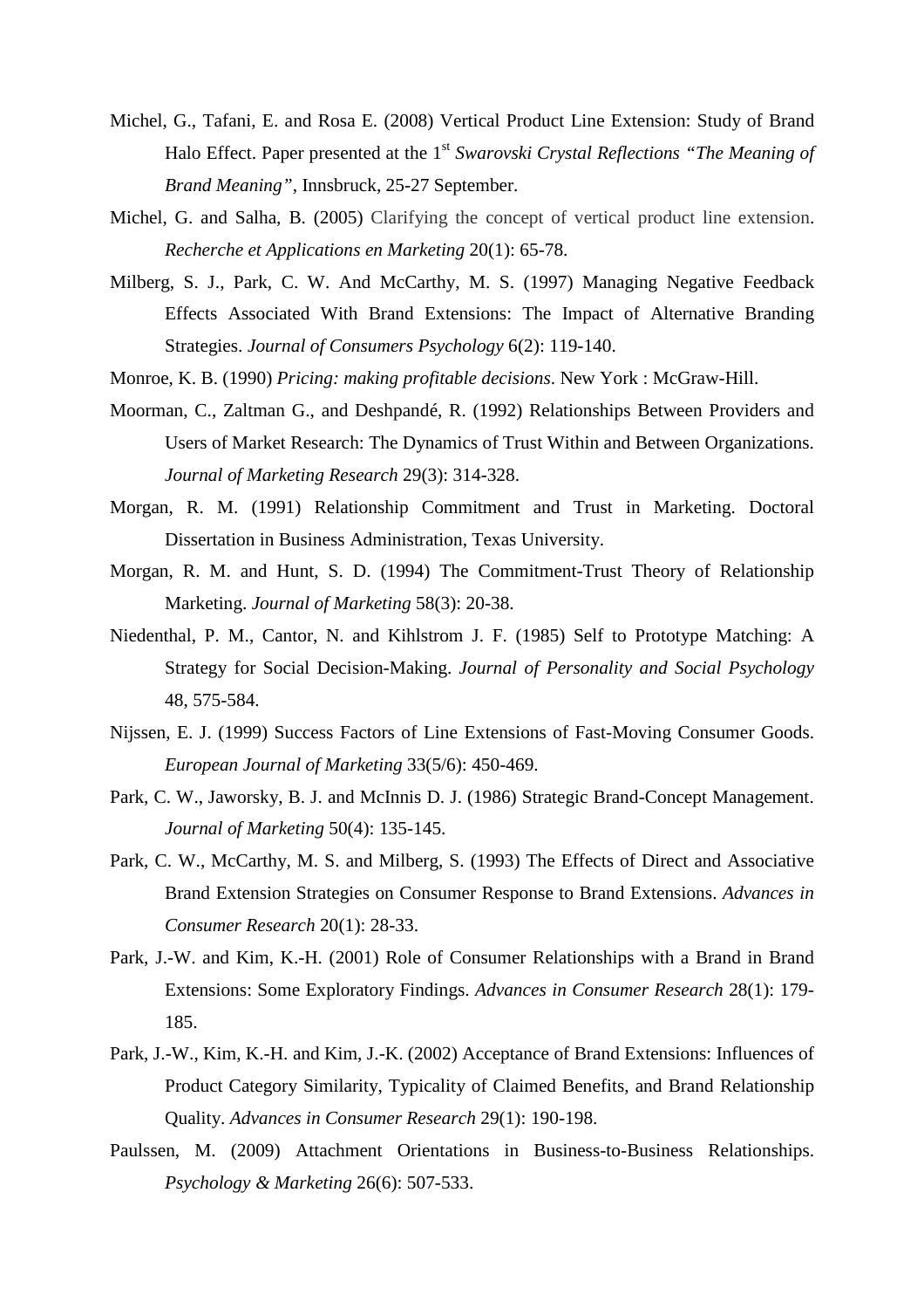Michel, G., Tafani, E. and Rosa E. (2008) Vertical Product Line Extension: Study of Brand Halo Effect. Paper presented at the 1st *Swarovski Crystal Reflections "The Meaning of Brand Meaning"*, Innsbruck, 25-27 September.

Michel, G. and Salha, B. (2005) Clarifying the concept of vertical product line extension. *Recherche et Applications en Marketing* 20(1): 65-78.

Milberg, S. J., Park, C. W. And McCarthy, M. S. (1997) Managing Negative Feedback Effects Associated With Brand Extensions: The Impact of Alternative Branding Strategies. *Journal of Consumers Psychology* 6(2): 119-140.

Monroe, K. B. (1990) *Pricing: making profitable decisions*. New York : McGraw-Hill.

Moorman, C., Zaltman G., and Deshpandé, R. (1992) Relationships Between Providers and Users of Market Research: The Dynamics of Trust Within and Between Organizations. *Journal of Marketing Research* 29(3): 314-328.

Morgan, R. M. (1991) Relationship Commitment and Trust in Marketing. Doctoral Dissertation in Business Administration, Texas University.

Morgan, R. M. and Hunt, S. D. (1994) The Commitment-Trust Theory of Relationship Marketing. *Journal of Marketing* 58(3): 20-38.

Niedenthal, P. M., Cantor, N. and Kihlstrom J. F. (1985) Self to Prototype Matching: A Strategy for Social Decision-Making. *Journal of Personality and Social Psychology* 48, 575-584.

Nijssen, E. J. (1999) Success Factors of Line Extensions of Fast-Moving Consumer Goods. *European Journal of Marketing* 33(5/6): 450-469.

Park, C. W., Jaworsky, B. J. and McInnis D. J. (1986) Strategic Brand-Concept Management. *Journal of Marketing* 50(4): 135-145.

Park, C. W., McCarthy, M. S. and Milberg, S. (1993) The Effects of Direct and Associative Brand Extension Strategies on Consumer Response to Brand Extensions. *Advances in Consumer Research* 20(1): 28-33.

Park, J.-W. and Kim, K.-H. (2001) Role of Consumer Relationships with a Brand in Brand Extensions: Some Exploratory Findings. *Advances in Consumer Research* 28(1): 179-185.

Park, J.-W., Kim, K.-H. and Kim, J.-K. (2002) Acceptance of Brand Extensions: Influences of Product Category Similarity, Typicality of Claimed Benefits, and Brand Relationship Quality. *Advances in Consumer Research* 29(1): 190-198.

Paulssen, M. (2009) Attachment Orientations in Business-to-Business Relationships. *Psychology & Marketing* 26(6): 507-533.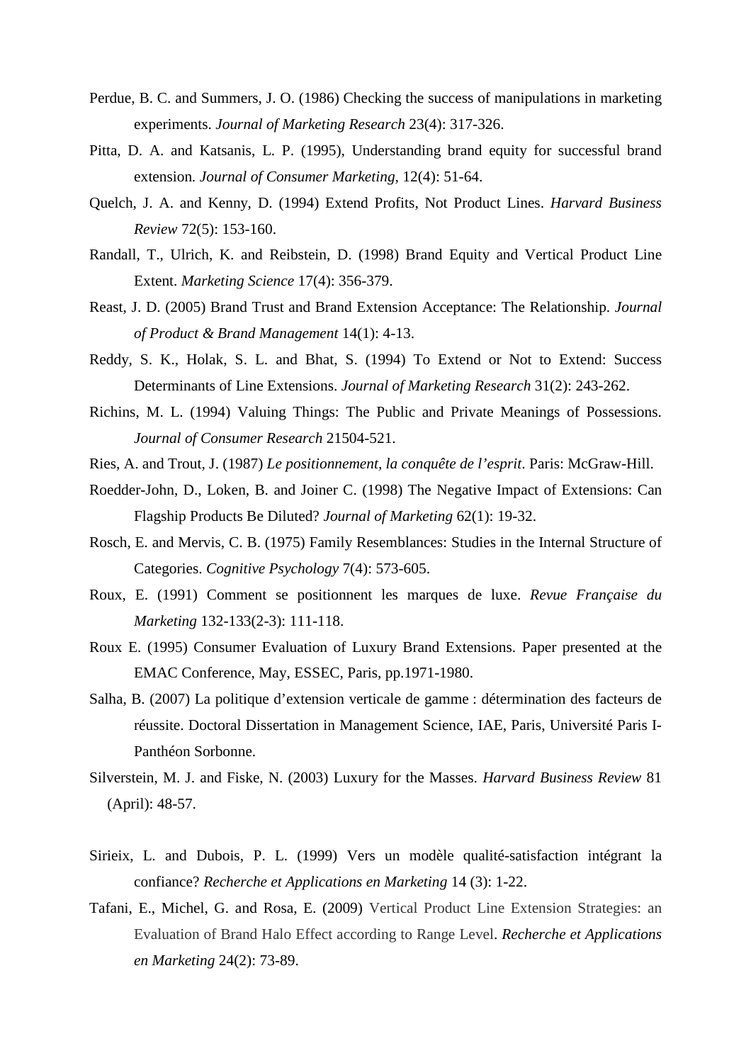Perdue, B. C. and Summers, J. O. (1986) Checking the success of manipulations in marketing experiments. *Journal of Marketing Research* 23(4): 317-326.

Pitta, D. A. and Katsanis, L. P. (1995), Understanding brand equity for successful brand extension. *Journal of Consumer Marketing*, 12(4): 51-64.

Quelch, J. A. and Kenny, D. (1994) Extend Profits, Not Product Lines. *Harvard Business Review* 72(5): 153-160.

Randall, T., Ulrich, K. and Reibstein, D. (1998) Brand Equity and Vertical Product Line Extent. *Marketing Science* 17(4): 356-379.

Reast, J. D. (2005) Brand Trust and Brand Extension Acceptance: The Relationship. *Journal of Product & Brand Management* 14(1): 4-13.

Reddy, S. K., Holak, S. L. and Bhat, S. (1994) To Extend or Not to Extend: Success Determinants of Line Extensions. *Journal of Marketing Research* 31(2): 243-262.

Richins, M. L. (1994) Valuing Things: The Public and Private Meanings of Possessions. *Journal of Consumer Research* 21504-521.

Ries, A. and Trout, J. (1987) *Le positionnement, la conquête de l'esprit*. Paris: McGraw-Hill.

Roedder-John, D., Loken, B. and Joiner C. (1998) The Negative Impact of Extensions: Can Flagship Products Be Diluted? *Journal of Marketing* 62(1): 19-32.

Rosch, E. and Mervis, C. B. (1975) Family Resemblances: Studies in the Internal Structure of Categories. *Cognitive Psychology* 7(4): 573-605.

Roux, E. (1991) Comment se positionnent les marques de luxe. *Revue Française du Marketing* 132-133(2-3): 111-118.

Roux E. (1995) Consumer Evaluation of Luxury Brand Extensions. Paper presented at the EMAC Conference, May, ESSEC, Paris, pp.1971-1980.

Salha, B. (2007) La politique d'extension verticale de gamme : détermination des facteurs de réussite. Doctoral Dissertation in Management Science, IAE, Paris, Université Paris I-Panthéon Sorbonne.

Silverstein, M. J. and Fiske, N. (2003) Luxury for the Masses. *Harvard Business Review* 81 (April): 48-57.

Sirieix, L. and Dubois, P. L. (1999) Vers un modèle qualité-satisfaction intégrant la confiance? *Recherche et Applications en Marketing* 14 (3): 1-22.

Tafani, E., Michel, G. and Rosa, E. (2009) Vertical Product Line Extension Strategies: an Evaluation of Brand Halo Effect according to Range Level. *Recherche et Applications en Marketing* 24(2): 73-89.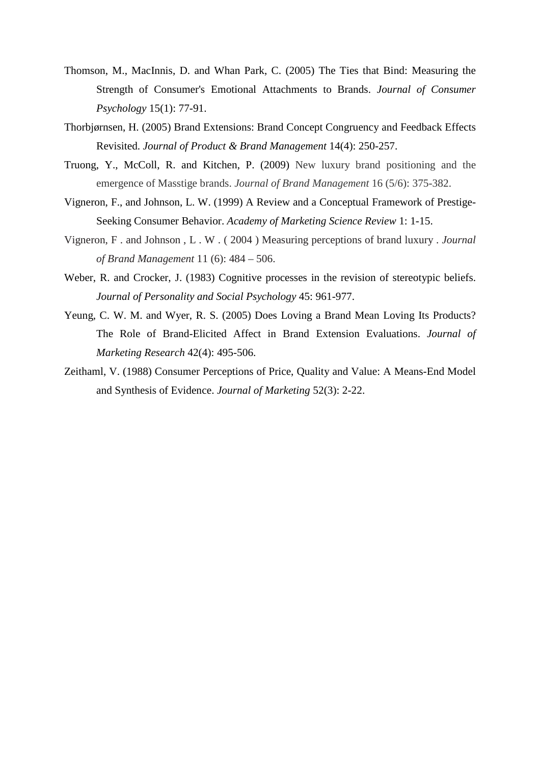Thomson, M., MacInnis, D. and Whan Park, C. (2005) The Ties that Bind: Measuring the Strength of Consumer's Emotional Attachments to Brands. *Journal of Consumer Psychology* 15(1): 77-91.

Thorbjørnsen, H. (2005) Brand Extensions: Brand Concept Congruency and Feedback Effects Revisited. *Journal of Product & Brand Management* 14(4): 250-257.

Truong, Y., McColl, R. and Kitchen, P. (2009) New luxury brand positioning and the emergence of Masstige brands. *Journal of Brand Management* 16 (5/6): 375-382.

Vigneron, F., and Johnson, L. W. (1999) A Review and a Conceptual Framework of Prestige-Seeking Consumer Behavior. *Academy of Marketing Science Review* 1: 1-15.

Vigneron, F . and Johnson , L . W . ( 2004 ) Measuring perceptions of brand luxury . *Journal of Brand Management* 11 (6): 484 – 506.

Weber, R. and Crocker, J. (1983) Cognitive processes in the revision of stereotypic beliefs. *Journal of Personality and Social Psychology* 45: 961-977.

Yeung, C. W. M. and Wyer, R. S. (2005) Does Loving a Brand Mean Loving Its Products? The Role of Brand-Elicited Affect in Brand Extension Evaluations. *Journal of Marketing Research* 42(4): 495-506.

Zeithaml, V. (1988) Consumer Perceptions of Price, Quality and Value: A Means-End Model and Synthesis of Evidence. *Journal of Marketing* 52(3): 2-22.